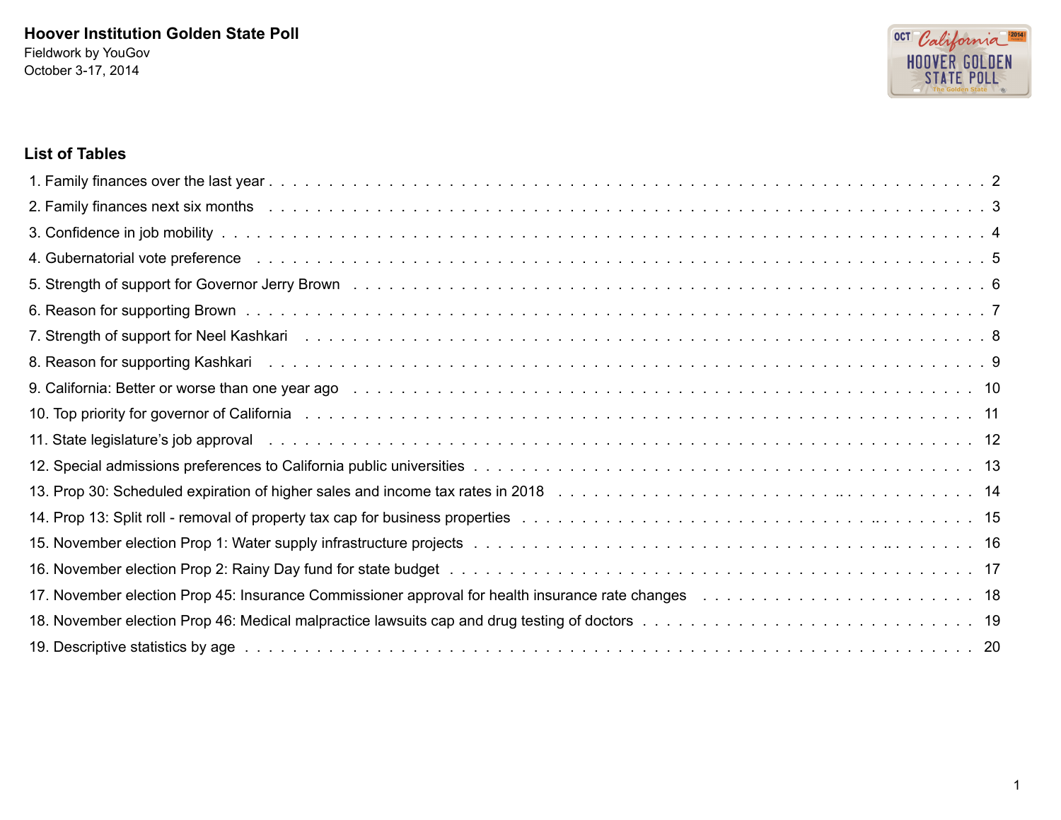**Hoover Institution Golden State Poll**
Fieldwork by YouGov
October 3-17, 2014

## List of Tables

1. Family finances over the last year . . . . . . . . . . . . . . . . . . . . . . . . . . . . . . . . . . . . . . 2
2. Family finances next six months . . . . . . . . . . . . . . . . . . . . . . . . . . . . . . . . . . . . . . 3
3. Confidence in job mobility . . . . . . . . . . . . . . . . . . . . . . . . . . . . . . . . . . . . . . 4
4. Gubernatorial vote preference . . . . . . . . . . . . . . . . . . . . . . . . . . . . . . . . . . . . . . 5
5. Strength of support for Governor Jerry Brown . . . . . . . . . . . . . . . . . . . . . . . . . . . . . . 6
6. Reason for supporting Brown . . . . . . . . . . . . . . . . . . . . . . . . . . . . . . . . . . . . . . 7
7. Strength of support for Neel Kashkari . . . . . . . . . . . . . . . . . . . . . . . . . . . . . . . . . . 8
8. Reason for supporting Kashkari . . . . . . . . . . . . . . . . . . . . . . . . . . . . . . . . . . . . . . 9
9. California: Better or worse than one year ago . . . . . . . . . . . . . . . . . . . . . . . . . . . . . . 10
10. Top priority for governor of California . . . . . . . . . . . . . . . . . . . . . . . . . . . . . . . . . 11
11. State legislature's job approval . . . . . . . . . . . . . . . . . . . . . . . . . . . . . . . . . . . . . 12
12. Special admissions preferences to California public universities . . . . . . . . . . . . . . . . . . . 13
13. Prop 30: Scheduled expiration of higher sales and income tax rates in 2018 . . . . . . . . . . . . . 14
14. Prop 13: Split roll - removal of property tax cap for business properties . . . . . . . . . . . . . . 15
15. November election Prop 1: Water supply infrastructure projects . . . . . . . . . . . . . . . . . . . . 16
16. November election Prop 2: Rainy Day fund for state budget . . . . . . . . . . . . . . . . . . . . . . 17
17. November election Prop 45: Insurance Commissioner approval for health insurance rate changes . . . 18
18. November election Prop 46: Medical malpractice lawsuits cap and drug testing of doctors . . . . . . 19
19. Descriptive statistics by age . . . . . . . . . . . . . . . . . . . . . . . . . . . . . . . . . . . . . 20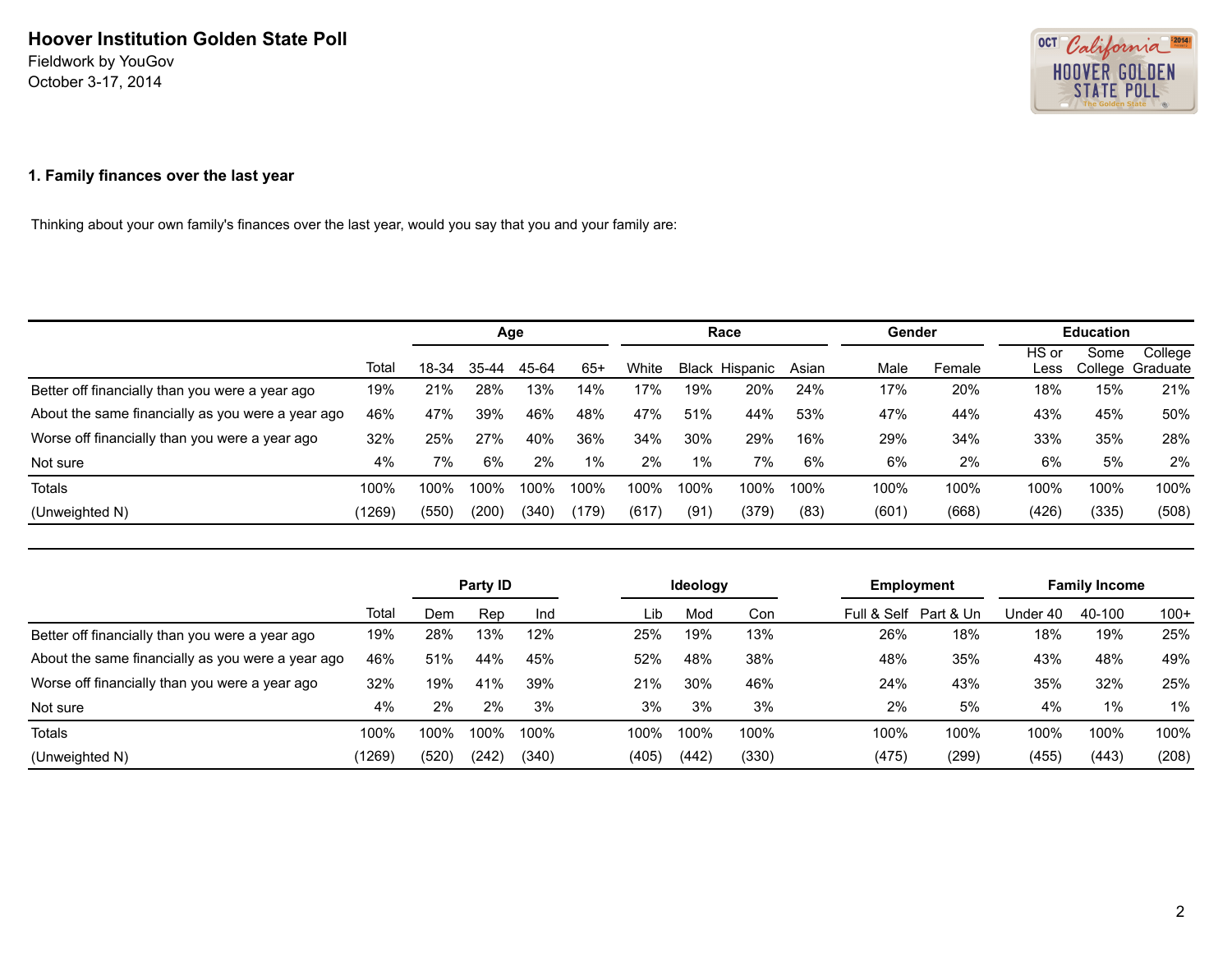Hoover Institution Golden State Poll
Fieldwork by YouGov
October 3-17, 2014

## 1. Family finances over the last year

Thinking about your own family's finances over the last year, would you say that you and your family are:

| | | Age | | | | Race | | | | Gender | | Education | | |
|---|---|---|---|---|---|---|---|---|---|---|---|---|---|---|
| | Total | 18-34 | 35-44 | 45-64 | 65+ | White | Black | Hispanic | Asian | Male | Female | HS or Less | Some College | College Graduate |
| Better off financially than you were a year ago | 19% | 21% | 28% | 13% | 14% | 17% | 19% | 20% | 24% | 17% | 20% | 18% | 15% | 21% |
| About the same financially as you were a year ago | 46% | 47% | 39% | 46% | 48% | 47% | 51% | 44% | 53% | 47% | 44% | 43% | 45% | 50% |
| Worse off financially than you were a year ago | 32% | 25% | 27% | 40% | 36% | 34% | 30% | 29% | 16% | 29% | 34% | 33% | 35% | 28% |
| Not sure | 4% | 7% | 6% | 2% | 1% | 2% | 1% | 7% | 6% | 6% | 2% | 6% | 5% | 2% |
| Totals | 100% | 100% | 100% | 100% | 100% | 100% | 100% | 100% | 100% | 100% | 100% | 100% | 100% | 100% |
| (Unweighted N) | (1269) | (550) | (200) | (340) | (179) | (617) | (91) | (379) | (83) | (601) | (668) | (426) | (335) | (508) |

| | | Party ID | | | Ideology | | | Employment | | Family Income | | |
|---|---|---|---|---|---|---|---|---|---|---|---|---|
| | Total | Dem | Rep | Ind | Lib | Mod | Con | Full & Self | Part & Un | Under 40 | 40-100 | 100+ |
| Better off financially than you were a year ago | 19% | 28% | 13% | 12% | 25% | 19% | 13% | 26% | 18% | 18% | 19% | 25% |
| About the same financially as you were a year ago | 46% | 51% | 44% | 45% | 52% | 48% | 38% | 48% | 35% | 43% | 48% | 49% |
| Worse off financially than you were a year ago | 32% | 19% | 41% | 39% | 21% | 30% | 46% | 24% | 43% | 35% | 32% | 25% |
| Not sure | 4% | 2% | 2% | 3% | 3% | 3% | 3% | 2% | 5% | 4% | 1% | 1% |
| Totals | 100% | 100% | 100% | 100% | 100% | 100% | 100% | 100% | 100% | 100% | 100% | 100% |
| (Unweighted N) | (1269) | (520) | (242) | (340) | (405) | (442) | (330) | (475) | (299) | (455) | (443) | (208) |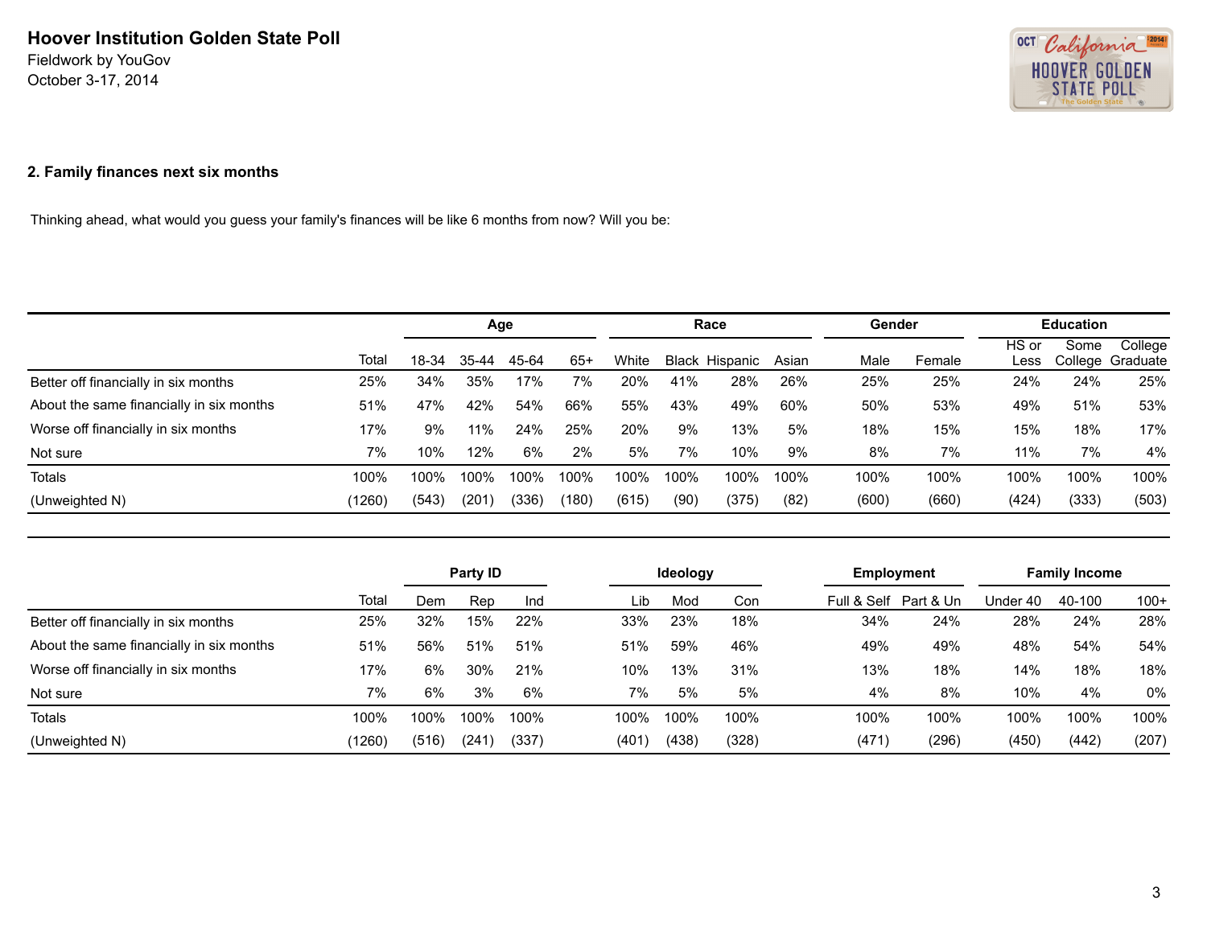**Hoover Institution Golden State Poll**
Fieldwork by YouGov
October 3-17, 2014

### 2. Family finances next six months

Thinking ahead, what would you guess your family's finances will be like 6 months from now? Will you be:

| | | Age | | | | Race | | | | Gender | | Education | | |
|---|---|---|---|---|---|---|---|---|---|---|---|---|---|---|
| | Total | 18-34 | 35-44 | 45-64 | 65+ | White | Black | Hispanic | Asian | Male | Female | HS or Less | Some College | College Graduate |
| Better off financially in six months | 25% | 34% | 35% | 17% | 7% | 20% | 41% | 28% | 26% | 25% | 25% | 24% | 24% | 25% |
| About the same financially in six months | 51% | 47% | 42% | 54% | 66% | 55% | 43% | 49% | 60% | 50% | 53% | 49% | 51% | 53% |
| Worse off financially in six months | 17% | 9% | 11% | 24% | 25% | 20% | 9% | 13% | 5% | 18% | 15% | 15% | 18% | 17% |
| Not sure | 7% | 10% | 12% | 6% | 2% | 5% | 7% | 10% | 9% | 8% | 7% | 11% | 7% | 4% |
| Totals | 100% | 100% | 100% | 100% | 100% | 100% | 100% | 100% | 100% | 100% | 100% | 100% | 100% | 100% |
| (Unweighted N) | (1260) | (543) | (201) | (336) | (180) | (615) | (90) | (375) | (82) | (600) | (660) | (424) | (333) | (503) |

| | | Party ID | | | Ideology | | | Employment | | Family Income | | |
|---|---|---|---|---|---|---|---|---|---|---|---|---|
| | Total | Dem | Rep | Ind | Lib | Mod | Con | Full & Self | Part & Un | Under 40 | 40-100 | 100+ |
| Better off financially in six months | 25% | 32% | 15% | 22% | 33% | 23% | 18% | 34% | 24% | 28% | 24% | 28% |
| About the same financially in six months | 51% | 56% | 51% | 51% | 51% | 59% | 46% | 49% | 49% | 48% | 54% | 54% |
| Worse off financially in six months | 17% | 6% | 30% | 21% | 10% | 13% | 31% | 13% | 18% | 14% | 18% | 18% |
| Not sure | 7% | 6% | 3% | 6% | 7% | 5% | 5% | 4% | 8% | 10% | 4% | 0% |
| Totals | 100% | 100% | 100% | 100% | 100% | 100% | 100% | 100% | 100% | 100% | 100% | 100% |
| (Unweighted N) | (1260) | (516) | (241) | (337) | (401) | (438) | (328) | (471) | (296) | (450) | (442) | (207) |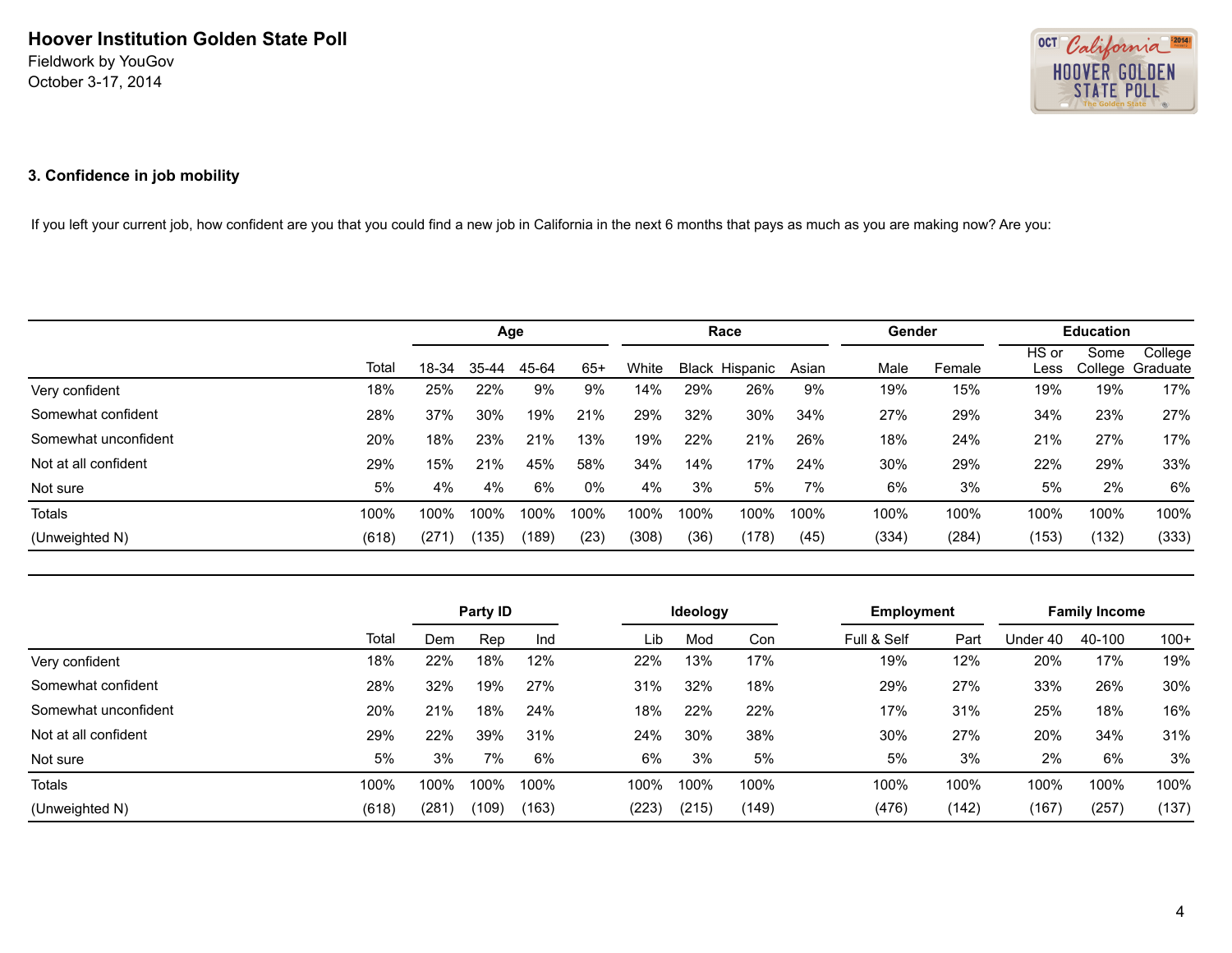# Hoover Institution Golden State Poll

Fieldwork by YouGov
October 3-17, 2014

## 3. Confidence in job mobility

If you left your current job, how confident are you that you could find a new job in California in the next 6 months that pays as much as you are making now? Are you:

| | | Age | | | | Race | | | | Gender | | Education | | |
|---|---|---|---|---|---|---|---|---|---|---|---|---|---|---|
| | Total | 18-34 | 35-44 | 45-64 | 65+ | White | Black | Hispanic | Asian | Male | Female | HS or Less | Some College | College Graduate |
| Very confident | 18% | 25% | 22% | 9% | 9% | 14% | 29% | 26% | 9% | 19% | 15% | 19% | 19% | 17% |
| Somewhat confident | 28% | 37% | 30% | 19% | 21% | 29% | 32% | 30% | 34% | 27% | 29% | 34% | 23% | 27% |
| Somewhat unconfident | 20% | 18% | 23% | 21% | 13% | 19% | 22% | 21% | 26% | 18% | 24% | 21% | 27% | 17% |
| Not at all confident | 29% | 15% | 21% | 45% | 58% | 34% | 14% | 17% | 24% | 30% | 29% | 22% | 29% | 33% |
| Not sure | 5% | 4% | 4% | 6% | 0% | 4% | 3% | 5% | 7% | 6% | 3% | 5% | 2% | 6% |
| Totals | 100% | 100% | 100% | 100% | 100% | 100% | 100% | 100% | 100% | 100% | 100% | 100% | 100% | 100% |
| (Unweighted N) | (618) | (271) | (135) | (189) | (23) | (308) | (36) | (178) | (45) | (334) | (284) | (153) | (132) | (333) |

| | | Party ID | | | Ideology | | | Employment | | Family Income | | |
|---|---|---|---|---|---|---|---|---|---|---|---|---|
| | Total | Dem | Rep | Ind | Lib | Mod | Con | Full & Self | Part | Under 40 | 40-100 | 100+ |
| Very confident | 18% | 22% | 18% | 12% | 22% | 13% | 17% | 19% | 12% | 20% | 17% | 19% |
| Somewhat confident | 28% | 32% | 19% | 27% | 31% | 32% | 18% | 29% | 27% | 33% | 26% | 30% |
| Somewhat unconfident | 20% | 21% | 18% | 24% | 18% | 22% | 22% | 17% | 31% | 25% | 18% | 16% |
| Not at all confident | 29% | 22% | 39% | 31% | 24% | 30% | 38% | 30% | 27% | 20% | 34% | 31% |
| Not sure | 5% | 3% | 7% | 6% | 6% | 3% | 5% | 5% | 3% | 2% | 6% | 3% |
| Totals | 100% | 100% | 100% | 100% | 100% | 100% | 100% | 100% | 100% | 100% | 100% | 100% |
| (Unweighted N) | (618) | (281) | (109) | (163) | (223) | (215) | (149) | (476) | (142) | (167) | (257) | (137) |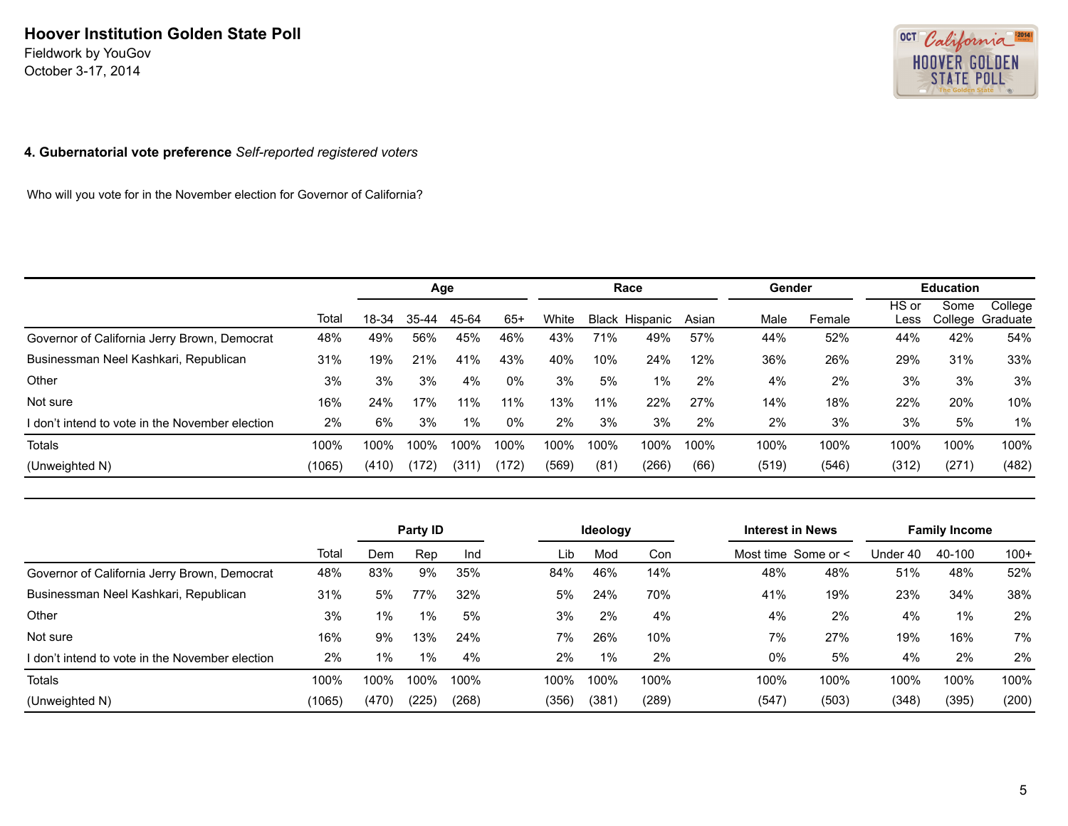**Hoover Institution Golden State Poll**
Fieldwork by YouGov
October 3-17, 2014

### 4. Gubernatorial vote preference *Self-reported registered voters*

Who will you vote for in the November election for Governor of California?

| | | Age | | | | Race | | | | Gender | | Education | | |
|---|---|---|---|---|---|---|---|---|---|---|---|---|---|---|
| | Total | 18-34 | 35-44 | 45-64 | 65+ | White | Black | Hispanic | Asian | Male | Female | HS or Less | Some College | College Graduate |
| Governor of California Jerry Brown, Democrat | 48% | 49% | 56% | 45% | 46% | 43% | 71% | 49% | 57% | 44% | 52% | 44% | 42% | 54% |
| Businessman Neel Kashkari, Republican | 31% | 19% | 21% | 41% | 43% | 40% | 10% | 24% | 12% | 36% | 26% | 29% | 31% | 33% |
| Other | 3% | 3% | 3% | 4% | 0% | 3% | 5% | 1% | 2% | 4% | 2% | 3% | 3% | 3% |
| Not sure | 16% | 24% | 17% | 11% | 11% | 13% | 11% | 22% | 27% | 14% | 18% | 22% | 20% | 10% |
| I don't intend to vote in the November election | 2% | 6% | 3% | 1% | 0% | 2% | 3% | 3% | 2% | 2% | 3% | 3% | 5% | 1% |
| Totals | 100% | 100% | 100% | 100% | 100% | 100% | 100% | 100% | 100% | 100% | 100% | 100% | 100% | 100% |
| (Unweighted N) | (1065) | (410) | (172) | (311) | (172) | (569) | (81) | (266) | (66) | (519) | (546) | (312) | (271) | (482) |

| | | Party ID | | | Ideology | | | Interest in News | | Family Income | | |
|---|---|---|---|---|---|---|---|---|---|---|---|---|
| | Total | Dem | Rep | Ind | Lib | Mod | Con | Most time | Some or < | Under 40 | 40-100 | 100+ |
| Governor of California Jerry Brown, Democrat | 48% | 83% | 9% | 35% | 84% | 46% | 14% | 48% | 48% | 51% | 48% | 52% |
| Businessman Neel Kashkari, Republican | 31% | 5% | 77% | 32% | 5% | 24% | 70% | 41% | 19% | 23% | 34% | 38% |
| Other | 3% | 1% | 1% | 5% | 3% | 2% | 4% | 4% | 2% | 4% | 1% | 2% |
| Not sure | 16% | 9% | 13% | 24% | 7% | 26% | 10% | 7% | 27% | 19% | 16% | 7% |
| I don't intend to vote in the November election | 2% | 1% | 1% | 4% | 2% | 1% | 2% | 0% | 5% | 4% | 2% | 2% |
| Totals | 100% | 100% | 100% | 100% | 100% | 100% | 100% | 100% | 100% | 100% | 100% | 100% |
| (Unweighted N) | (1065) | (470) | (225) | (268) | (356) | (381) | (289) | (547) | (503) | (348) | (395) | (200) |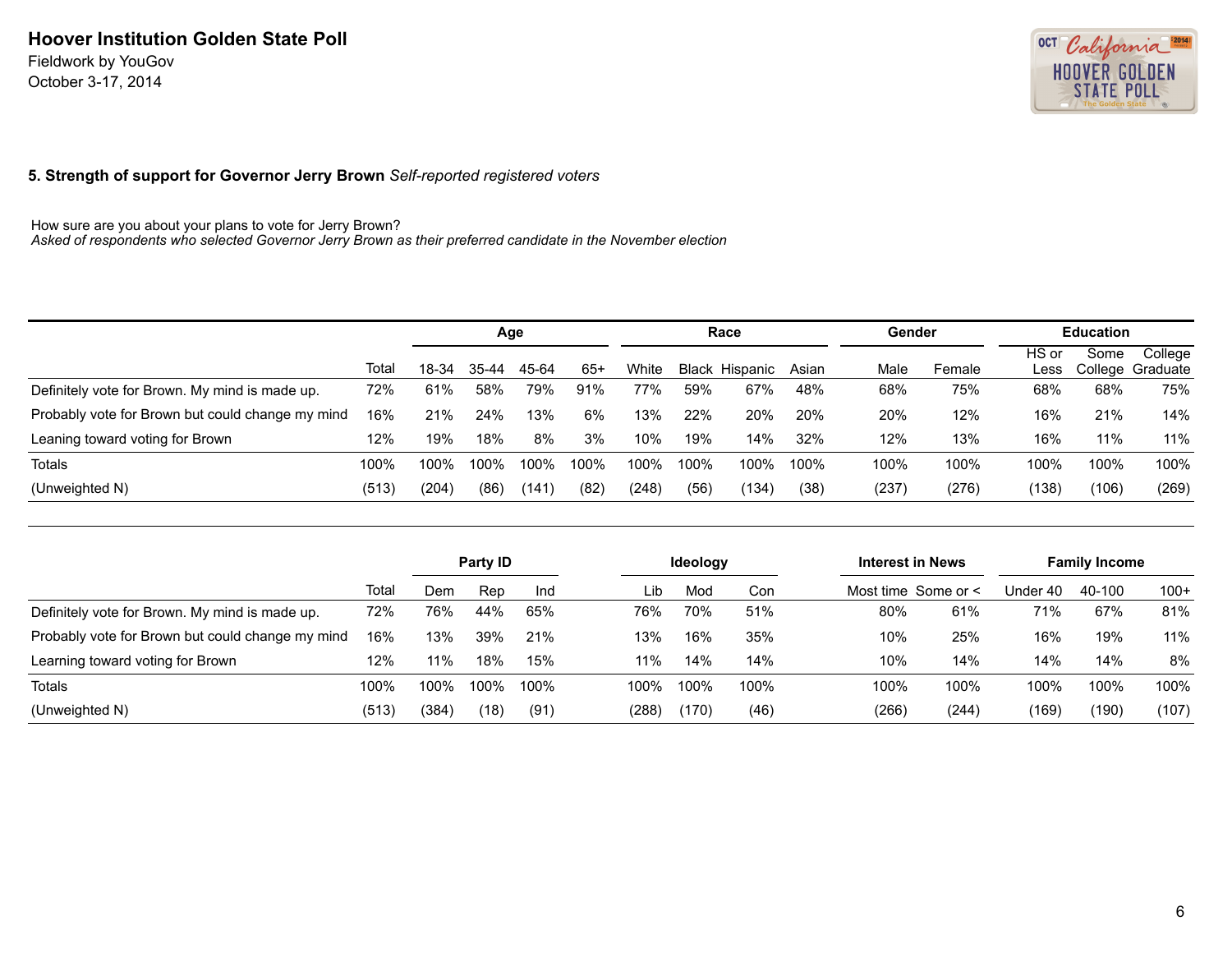## Hoover Institution Golden State Poll

Fieldwork by YouGov
October 3-17, 2014

### 5. Strength of support for Governor Jerry Brown *Self-reported registered voters*

How sure are you about your plans to vote for Jerry Brown?
*Asked of respondents who selected Governor Jerry Brown as their preferred candidate in the November election*

| | | Age | | | | Race | | | | Gender | | Education | | |
|---|---|---|---|---|---|---|---|---|---|---|---|---|---|---|
| | Total | 18-34 | 35-44 | 45-64 | 65+ | White | Black | Hispanic | Asian | Male | Female | HS or Less | Some College | College Graduate |
| Definitely vote for Brown. My mind is made up. | 72% | 61% | 58% | 79% | 91% | 77% | 59% | 67% | 48% | 68% | 75% | 68% | 68% | 75% |
| Probably vote for Brown but could change my mind | 16% | 21% | 24% | 13% | 6% | 13% | 22% | 20% | 20% | 20% | 12% | 16% | 21% | 14% |
| Leaning toward voting for Brown | 12% | 19% | 18% | 8% | 3% | 10% | 19% | 14% | 32% | 12% | 13% | 16% | 11% | 11% |
| Totals | 100% | 100% | 100% | 100% | 100% | 100% | 100% | 100% | 100% | 100% | 100% | 100% | 100% | 100% |
| (Unweighted N) | (513) | (204) | (86) | (141) | (82) | (248) | (56) | (134) | (38) | (237) | (276) | (138) | (106) | (269) |

| | | Party ID | | | Ideology | | | Interest in News | | Family Income | | |
|---|---|---|---|---|---|---|---|---|---|---|---|---|
| | Total | Dem | Rep | Ind | Lib | Mod | Con | Most time | Some or < | Under 40 | 40-100 | 100+ |
| Definitely vote for Brown. My mind is made up. | 72% | 76% | 44% | 65% | 76% | 70% | 51% | 80% | 61% | 71% | 67% | 81% |
| Probably vote for Brown but could change my mind | 16% | 13% | 39% | 21% | 13% | 16% | 35% | 10% | 25% | 16% | 19% | 11% |
| Learning toward voting for Brown | 12% | 11% | 18% | 15% | 11% | 14% | 14% | 10% | 14% | 14% | 14% | 8% |
| Totals | 100% | 100% | 100% | 100% | 100% | 100% | 100% | 100% | 100% | 100% | 100% | 100% |
| (Unweighted N) | (513) | (384) | (18) | (91) | (288) | (170) | (46) | (266) | (244) | (169) | (190) | (107) |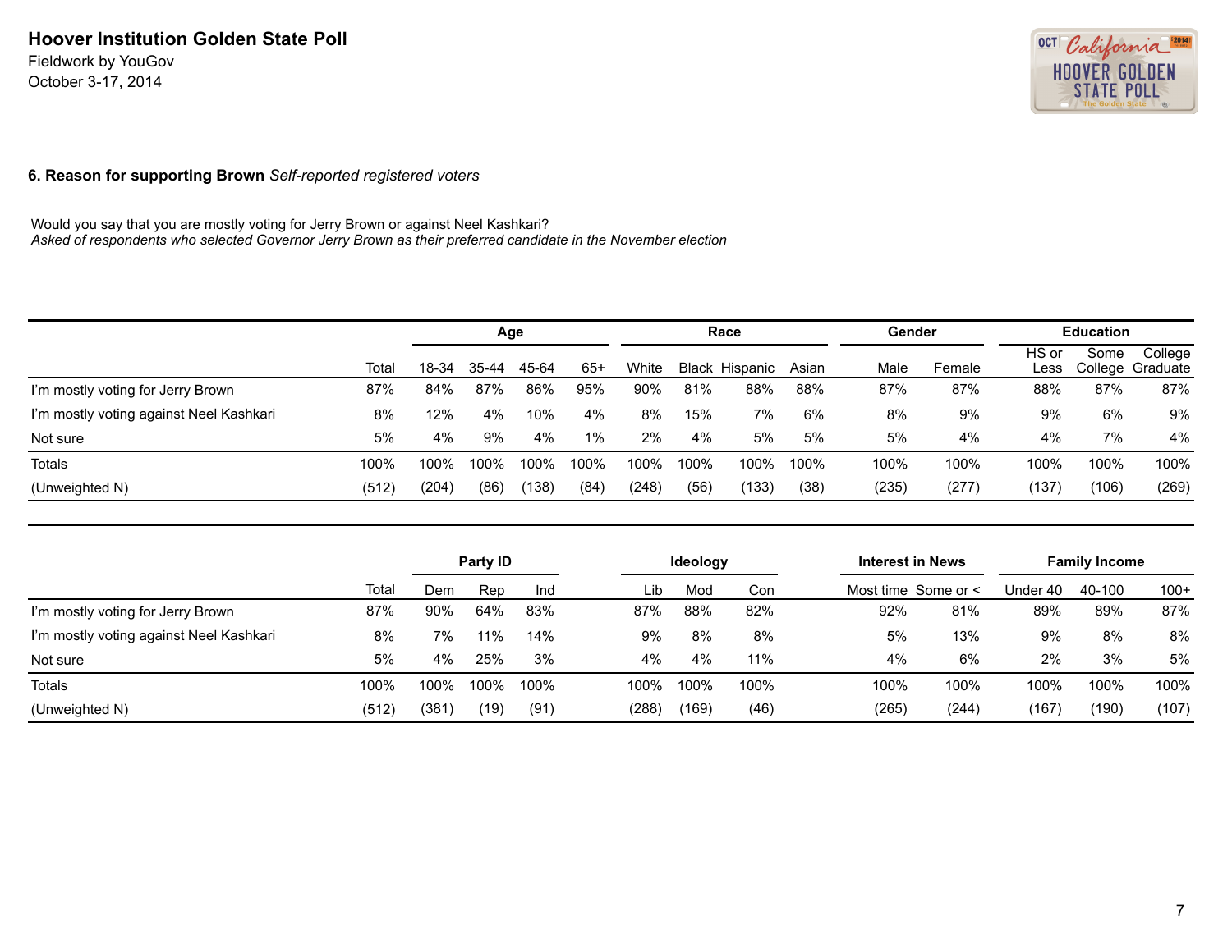**Hoover Institution Golden State Poll**
Fieldwork by YouGov
October 3-17, 2014

### 6. Reason for supporting Brown *Self-reported registered voters*

Would you say that you are mostly voting for Jerry Brown or against Neel Kashkari?
*Asked of respondents who selected Governor Jerry Brown as their preferred candidate in the November election*

| | | Age | | | | Race | | | | Gender | | Education | | |
|---|---|---|---|---|---|---|---|---|---|---|---|---|---|---|
| | Total | 18-34 | 35-44 | 45-64 | 65+ | White | Black | Hispanic | Asian | Male | Female | HS or Less | Some College | College Graduate |
| I'm mostly voting for Jerry Brown | 87% | 84% | 87% | 86% | 95% | 90% | 81% | 88% | 88% | 87% | 87% | 88% | 87% | 87% |
| I'm mostly voting against Neel Kashkari | 8% | 12% | 4% | 10% | 4% | 8% | 15% | 7% | 6% | 8% | 9% | 9% | 6% | 9% |
| Not sure | 5% | 4% | 9% | 4% | 1% | 2% | 4% | 5% | 5% | 5% | 4% | 4% | 7% | 4% |
| Totals | 100% | 100% | 100% | 100% | 100% | 100% | 100% | 100% | 100% | 100% | 100% | 100% | 100% | 100% |
| (Unweighted N) | (512) | (204) | (86) | (138) | (84) | (248) | (56) | (133) | (38) | (235) | (277) | (137) | (106) | (269) |

| | | Party ID | | | Ideology | | | Interest in News | | Family Income | | |
|---|---|---|---|---|---|---|---|---|---|---|---|---|
| | Total | Dem | Rep | Ind | Lib | Mod | Con | Most time | Some or < | Under 40 | 40-100 | 100+ |
| I'm mostly voting for Jerry Brown | 87% | 90% | 64% | 83% | 87% | 88% | 82% | 92% | 81% | 89% | 89% | 87% |
| I'm mostly voting against Neel Kashkari | 8% | 7% | 11% | 14% | 9% | 8% | 8% | 5% | 13% | 9% | 8% | 8% |
| Not sure | 5% | 4% | 25% | 3% | 4% | 4% | 11% | 4% | 6% | 2% | 3% | 5% |
| Totals | 100% | 100% | 100% | 100% | 100% | 100% | 100% | 100% | 100% | 100% | 100% | 100% |
| (Unweighted N) | (512) | (381) | (19) | (91) | (288) | (169) | (46) | (265) | (244) | (167) | (190) | (107) |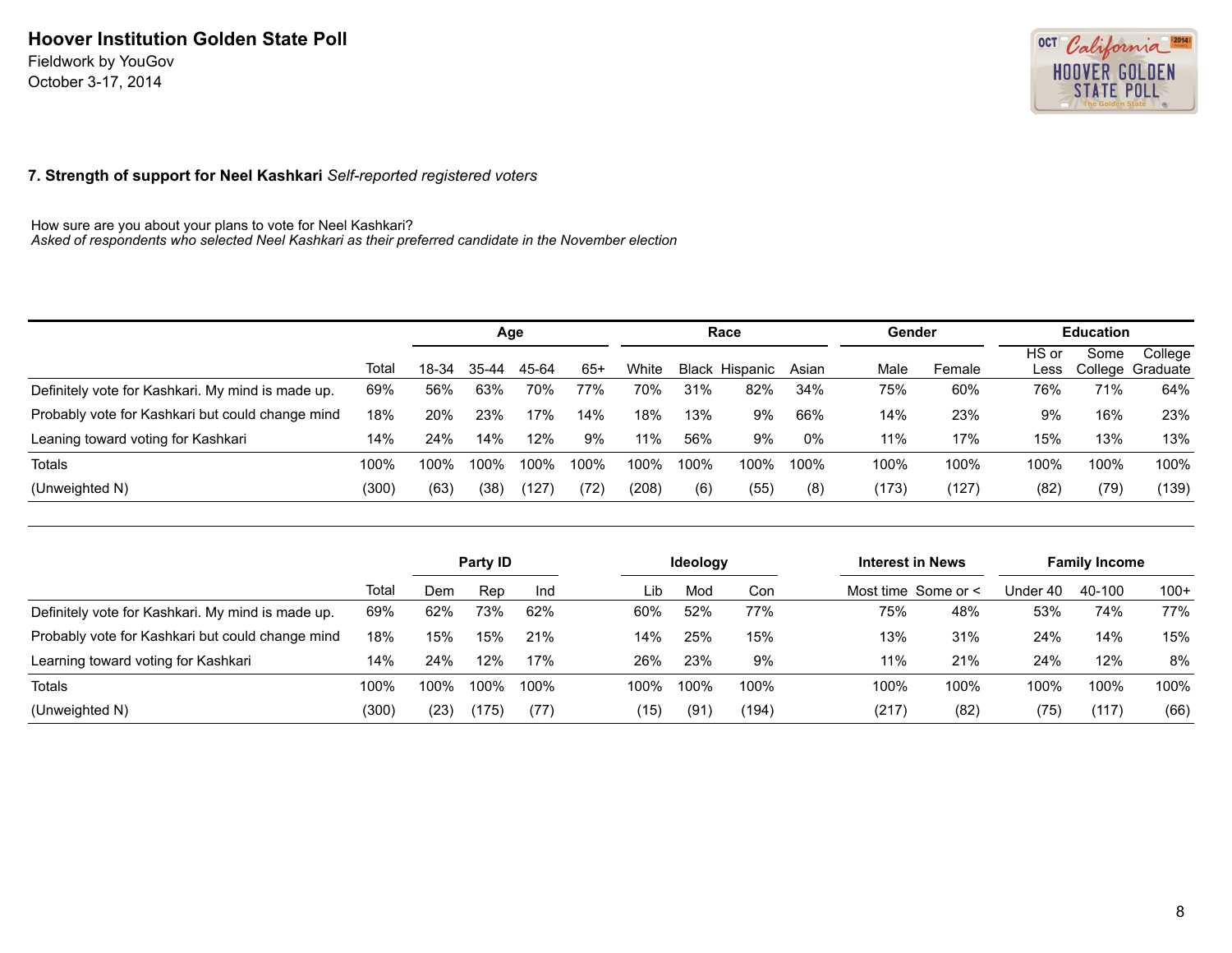**Hoover Institution Golden State Poll**
Fieldwork by YouGov
October 3-17, 2014

## 7. Strength of support for Neel Kashkari *Self-reported registered voters*

How sure are you about your plans to vote for Neel Kashkari?
*Asked of respondents who selected Neel Kashkari as their preferred candidate in the November election*

| | | Age | | | | Race | | | | Gender | | Education | | |
|---|---|---|---|---|---|---|---|---|---|---|---|---|---|---|
| | Total | 18-34 | 35-44 | 45-64 | 65+ | White | Black | Hispanic | Asian | Male | Female | HS or Less | Some College | College Graduate |
| Definitely vote for Kashkari. My mind is made up. | 69% | 56% | 63% | 70% | 77% | 70% | 31% | 82% | 34% | 75% | 60% | 76% | 71% | 64% |
| Probably vote for Kashkari but could change mind | 18% | 20% | 23% | 17% | 14% | 18% | 13% | 9% | 66% | 14% | 23% | 9% | 16% | 23% |
| Leaning toward voting for Kashkari | 14% | 24% | 14% | 12% | 9% | 11% | 56% | 9% | 0% | 11% | 17% | 15% | 13% | 13% |
| Totals | 100% | 100% | 100% | 100% | 100% | 100% | 100% | 100% | 100% | 100% | 100% | 100% | 100% | 100% |
| (Unweighted N) | (300) | (63) | (38) | (127) | (72) | (208) | (6) | (55) | (8) | (173) | (127) | (82) | (79) | (139) |

| | | Party ID | | | Ideology | | | Interest in News | | Family Income | | |
|---|---|---|---|---|---|---|---|---|---|---|---|---|
| | Total | Dem | Rep | Ind | Lib | Mod | Con | Most time | Some or < | Under 40 | 40-100 | 100+ |
| Definitely vote for Kashkari. My mind is made up. | 69% | 62% | 73% | 62% | 60% | 52% | 77% | 75% | 48% | 53% | 74% | 77% |
| Probably vote for Kashkari but could change mind | 18% | 15% | 15% | 21% | 14% | 25% | 15% | 13% | 31% | 24% | 14% | 15% |
| Learning toward voting for Kashkari | 14% | 24% | 12% | 17% | 26% | 23% | 9% | 11% | 21% | 24% | 12% | 8% |
| Totals | 100% | 100% | 100% | 100% | 100% | 100% | 100% | 100% | 100% | 100% | 100% | 100% |
| (Unweighted N) | (300) | (23) | (175) | (77) | (15) | (91) | (194) | (217) | (82) | (75) | (117) | (66) |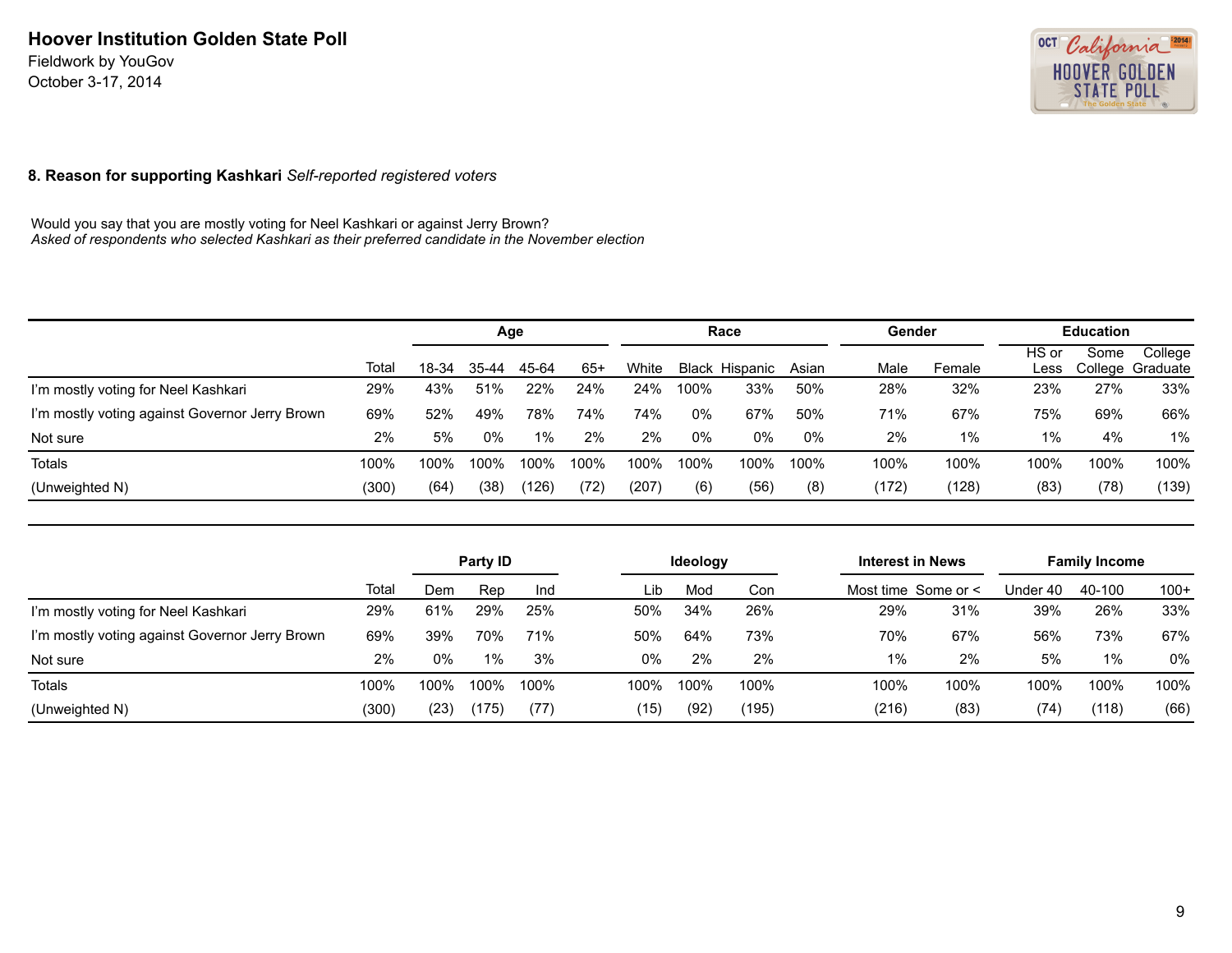**Hoover Institution Golden State Poll**
Fieldwork by YouGov
October 3-17, 2014

**8. Reason for supporting Kashkari** *Self-reported registered voters*

Would you say that you are mostly voting for Neel Kashkari or against Jerry Brown?
*Asked of respondents who selected Kashkari as their preferred candidate in the November election*

| | | Age | | | | Race | | | | Gender | | Education | | |
|---|---|---|---|---|---|---|---|---|---|---|---|---|---|---|
| | Total | 18-34 | 35-44 | 45-64 | 65+ | White | Black | Hispanic | Asian | Male | Female | HS or Less | Some College | College Graduate |
| I'm mostly voting for Neel Kashkari | 29% | 43% | 51% | 22% | 24% | 24% | 100% | 33% | 50% | 28% | 32% | 23% | 27% | 33% |
| I'm mostly voting against Governor Jerry Brown | 69% | 52% | 49% | 78% | 74% | 74% | 0% | 67% | 50% | 71% | 67% | 75% | 69% | 66% |
| Not sure | 2% | 5% | 0% | 1% | 2% | 2% | 0% | 0% | 0% | 2% | 1% | 1% | 4% | 1% |
| Totals | 100% | 100% | 100% | 100% | 100% | 100% | 100% | 100% | 100% | 100% | 100% | 100% | 100% | 100% |
| (Unweighted N) | (300) | (64) | (38) | (126) | (72) | (207) | (6) | (56) | (8) | (172) | (128) | (83) | (78) | (139) |

| | | Party ID | | | Ideology | | | Interest in News | | Family Income | | |
|---|---|---|---|---|---|---|---|---|---|---|---|---|
| | Total | Dem | Rep | Ind | Lib | Mod | Con | Most time | Some or < | Under 40 | 40-100 | 100+ |
| I'm mostly voting for Neel Kashkari | 29% | 61% | 29% | 25% | 50% | 34% | 26% | 29% | 31% | 39% | 26% | 33% |
| I'm mostly voting against Governor Jerry Brown | 69% | 39% | 70% | 71% | 50% | 64% | 73% | 70% | 67% | 56% | 73% | 67% |
| Not sure | 2% | 0% | 1% | 3% | 0% | 2% | 2% | 1% | 2% | 5% | 1% | 0% |
| Totals | 100% | 100% | 100% | 100% | 100% | 100% | 100% | 100% | 100% | 100% | 100% | 100% |
| (Unweighted N) | (300) | (23) | (175) | (77) | (15) | (92) | (195) | (216) | (83) | (74) | (118) | (66) |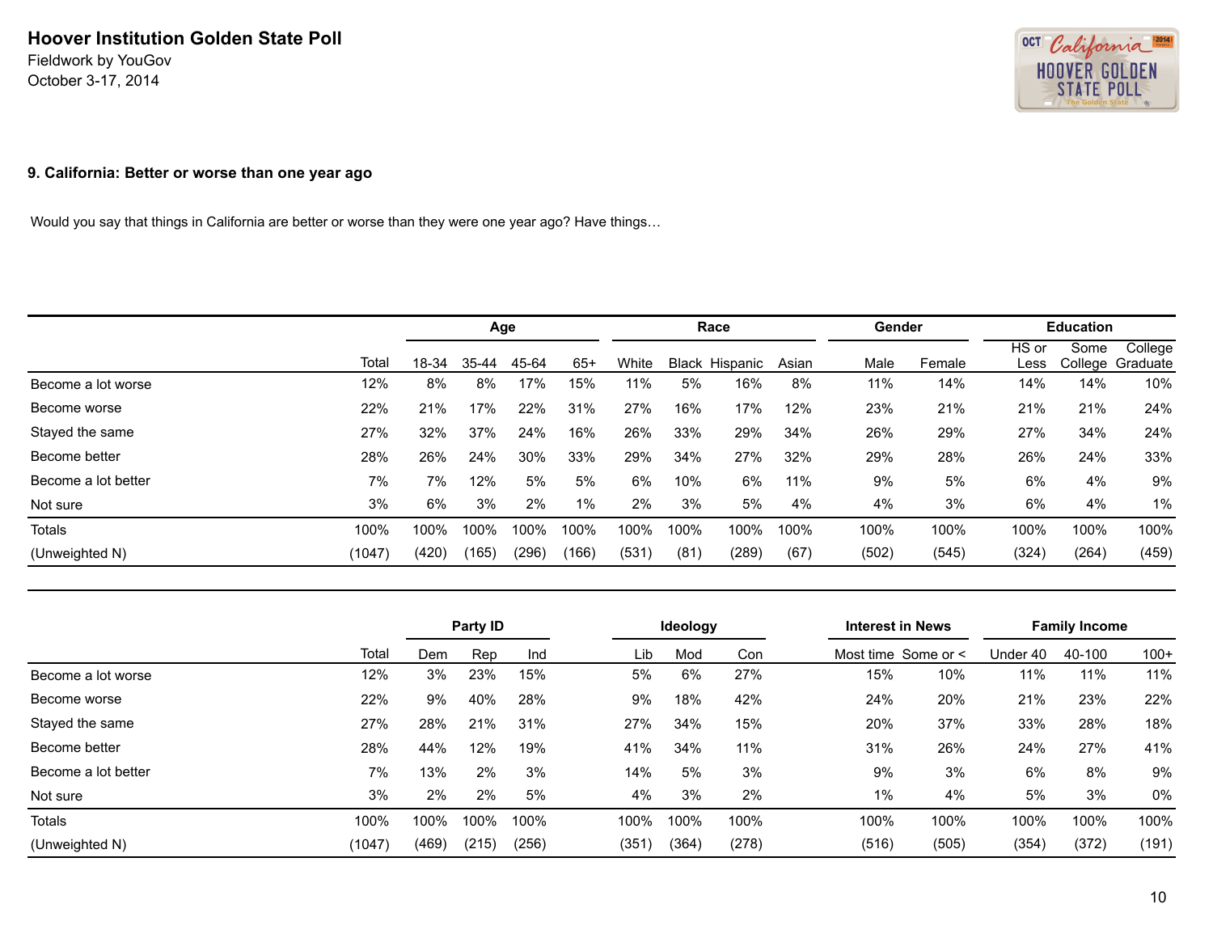**Hoover Institution Golden State Poll**
Fieldwork by YouGov
October 3-17, 2014

## 9. California: Better or worse than one year ago

Would you say that things in California are better or worse than they were one year ago? Have things…

| | | Age | | | | Race | | | | Gender | | Education | | |
|---|---|---|---|---|---|---|---|---|---|---|---|---|---|---|
| | Total | 18-34 | 35-44 | 45-64 | 65+ | White | Black | Hispanic | Asian | Male | Female | HS or Less | Some College | College Graduate |
| Become a lot worse | 12% | 8% | 8% | 17% | 15% | 11% | 5% | 16% | 8% | 11% | 14% | 14% | 14% | 10% |
| Become worse | 22% | 21% | 17% | 22% | 31% | 27% | 16% | 17% | 12% | 23% | 21% | 21% | 21% | 24% |
| Stayed the same | 27% | 32% | 37% | 24% | 16% | 26% | 33% | 29% | 34% | 26% | 29% | 27% | 34% | 24% |
| Become better | 28% | 26% | 24% | 30% | 33% | 29% | 34% | 27% | 32% | 29% | 28% | 26% | 24% | 33% |
| Become a lot better | 7% | 7% | 12% | 5% | 5% | 6% | 10% | 6% | 11% | 9% | 5% | 6% | 4% | 9% |
| Not sure | 3% | 6% | 3% | 2% | 1% | 2% | 3% | 5% | 4% | 4% | 3% | 6% | 4% | 1% |
| Totals | 100% | 100% | 100% | 100% | 100% | 100% | 100% | 100% | 100% | 100% | 100% | 100% | 100% | 100% |
| (Unweighted N) | (1047) | (420) | (165) | (296) | (166) | (531) | (81) | (289) | (67) | (502) | (545) | (324) | (264) | (459) |

| | | Party ID | | | Ideology | | | Interest in News | | Family Income | | |
|---|---|---|---|---|---|---|---|---|---|---|---|---|
| | Total | Dem | Rep | Ind | Lib | Mod | Con | Most time | Some or < | Under 40 | 40-100 | 100+ |
| Become a lot worse | 12% | 3% | 23% | 15% | 5% | 6% | 27% | 15% | 10% | 11% | 11% | 11% |
| Become worse | 22% | 9% | 40% | 28% | 9% | 18% | 42% | 24% | 20% | 21% | 23% | 22% |
| Stayed the same | 27% | 28% | 21% | 31% | 27% | 34% | 15% | 20% | 37% | 33% | 28% | 18% |
| Become better | 28% | 44% | 12% | 19% | 41% | 34% | 11% | 31% | 26% | 24% | 27% | 41% |
| Become a lot better | 7% | 13% | 2% | 3% | 14% | 5% | 3% | 9% | 3% | 6% | 8% | 9% |
| Not sure | 3% | 2% | 2% | 5% | 4% | 3% | 2% | 1% | 4% | 5% | 3% | 0% |
| Totals | 100% | 100% | 100% | 100% | 100% | 100% | 100% | 100% | 100% | 100% | 100% | 100% |
| (Unweighted N) | (1047) | (469) | (215) | (256) | (351) | (364) | (278) | (516) | (505) | (354) | (372) | (191) |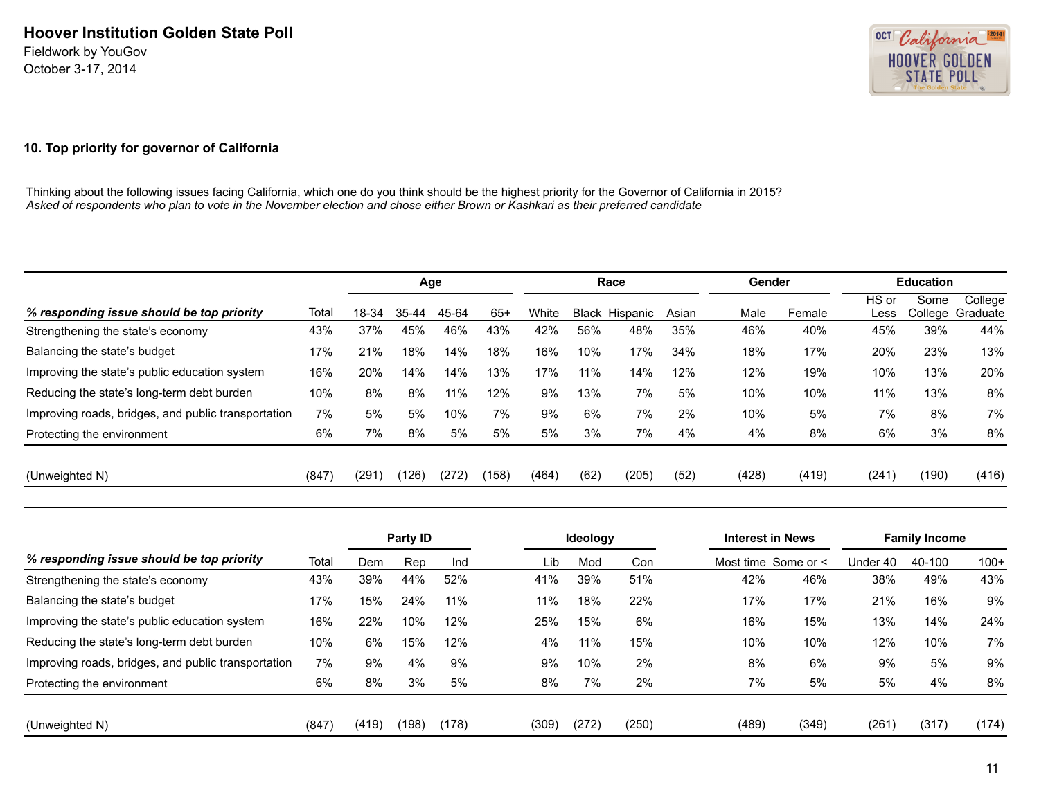# Hoover Institution Golden State Poll

Fieldwork by YouGov
October 3-17, 2014

## 10. Top priority for governor of California

Thinking about the following issues facing California, which one do you think should be the highest priority for the Governor of California in 2015?
*Asked of respondents who plan to vote in the November election and chose either Brown or Kashkari as their preferred candidate*

| | | Age | | | | Race | | | | Gender | | Education | | |
|---|---|---|---|---|---|---|---|---|---|---|---|---|---|---|
| ***% responding issue should be top priority*** | Total | 18-34 | 35-44 | 45-64 | 65+ | White | Black | Hispanic | Asian | Male | Female | HS or Less | Some College | College Graduate |
| Strengthening the state's economy | 43% | 37% | 45% | 46% | 43% | 42% | 56% | 48% | 35% | 46% | 40% | 45% | 39% | 44% |
| Balancing the state's budget | 17% | 21% | 18% | 14% | 18% | 16% | 10% | 17% | 34% | 18% | 17% | 20% | 23% | 13% |
| Improving the state's public education system | 16% | 20% | 14% | 14% | 13% | 17% | 11% | 14% | 12% | 12% | 19% | 10% | 13% | 20% |
| Reducing the state's long-term debt burden | 10% | 8% | 8% | 11% | 12% | 9% | 13% | 7% | 5% | 10% | 10% | 11% | 13% | 8% |
| Improving roads, bridges, and public transportation | 7% | 5% | 5% | 10% | 7% | 9% | 6% | 7% | 2% | 10% | 5% | 7% | 8% | 7% |
| Protecting the environment | 6% | 7% | 8% | 5% | 5% | 5% | 3% | 7% | 4% | 4% | 8% | 6% | 3% | 8% |
| (Unweighted N) | (847) | (291) | (126) | (272) | (158) | (464) | (62) | (205) | (52) | (428) | (419) | (241) | (190) | (416) |

| | | Party ID | | | Ideology | | | Interest in News | | Family Income | | |
|---|---|---|---|---|---|---|---|---|---|---|---|---|
| ***% responding issue should be top priority*** | Total | Dem | Rep | Ind | Lib | Mod | Con | Most time | Some or < | Under 40 | 40-100 | 100+ |
| Strengthening the state's economy | 43% | 39% | 44% | 52% | 41% | 39% | 51% | 42% | 46% | 38% | 49% | 43% |
| Balancing the state's budget | 17% | 15% | 24% | 11% | 11% | 18% | 22% | 17% | 17% | 21% | 16% | 9% |
| Improving the state's public education system | 16% | 22% | 10% | 12% | 25% | 15% | 6% | 16% | 15% | 13% | 14% | 24% |
| Reducing the state's long-term debt burden | 10% | 6% | 15% | 12% | 4% | 11% | 15% | 10% | 10% | 12% | 10% | 7% |
| Improving roads, bridges, and public transportation | 7% | 9% | 4% | 9% | 9% | 10% | 2% | 8% | 6% | 9% | 5% | 9% |
| Protecting the environment | 6% | 8% | 3% | 5% | 8% | 7% | 2% | 7% | 5% | 5% | 4% | 8% |
| (Unweighted N) | (847) | (419) | (198) | (178) | (309) | (272) | (250) | (489) | (349) | (261) | (317) | (174) |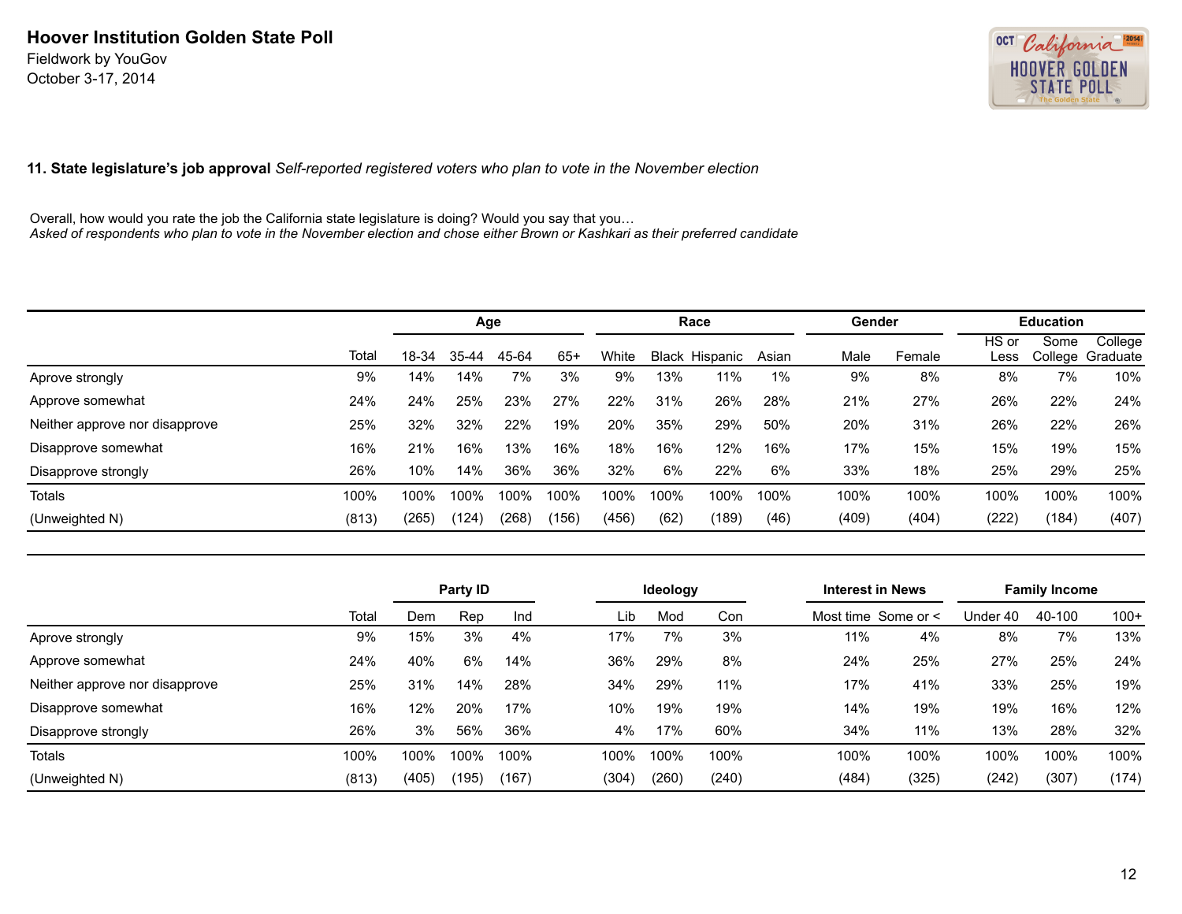# Hoover Institution Golden State Poll

Fieldwork by YouGov
October 3-17, 2014

**11. State legislature's job approval** *Self-reported registered voters who plan to vote in the November election*

Overall, how would you rate the job the California state legislature is doing? Would you say that you…
*Asked of respondents who plan to vote in the November election and chose either Brown or Kashkari as their preferred candidate*

| | | Age | | | | Race | | | | Gender | | Education | | |
|---|---|---|---|---|---|---|---|---|---|---|---|---|---|---|
| | Total | 18-34 | 35-44 | 45-64 | 65+ | White | Black | Hispanic | Asian | Male | Female | HS or Less | Some College | College Graduate |
| Aprove strongly | 9% | 14% | 14% | 7% | 3% | 9% | 13% | 11% | 1% | 9% | 8% | 8% | 7% | 10% |
| Approve somewhat | 24% | 24% | 25% | 23% | 27% | 22% | 31% | 26% | 28% | 21% | 27% | 26% | 22% | 24% |
| Neither approve nor disapprove | 25% | 32% | 32% | 22% | 19% | 20% | 35% | 29% | 50% | 20% | 31% | 26% | 22% | 26% |
| Disapprove somewhat | 16% | 21% | 16% | 13% | 16% | 18% | 16% | 12% | 16% | 17% | 15% | 15% | 19% | 15% |
| Disapprove strongly | 26% | 10% | 14% | 36% | 36% | 32% | 6% | 22% | 6% | 33% | 18% | 25% | 29% | 25% |
| Totals | 100% | 100% | 100% | 100% | 100% | 100% | 100% | 100% | 100% | 100% | 100% | 100% | 100% | 100% |
| (Unweighted N) | (813) | (265) | (124) | (268) | (156) | (456) | (62) | (189) | (46) | (409) | (404) | (222) | (184) | (407) |

| | | Party ID | | | Ideology | | | Interest in News | | Family Income | | |
|---|---|---|---|---|---|---|---|---|---|---|---|---|
| | Total | Dem | Rep | Ind | Lib | Mod | Con | Most time | Some or < | Under 40 | 40-100 | 100+ |
| Aprove strongly | 9% | 15% | 3% | 4% | 17% | 7% | 3% | 11% | 4% | 8% | 7% | 13% |
| Approve somewhat | 24% | 40% | 6% | 14% | 36% | 29% | 8% | 24% | 25% | 27% | 25% | 24% |
| Neither approve nor disapprove | 25% | 31% | 14% | 28% | 34% | 29% | 11% | 17% | 41% | 33% | 25% | 19% |
| Disapprove somewhat | 16% | 12% | 20% | 17% | 10% | 19% | 19% | 14% | 19% | 19% | 16% | 12% |
| Disapprove strongly | 26% | 3% | 56% | 36% | 4% | 17% | 60% | 34% | 11% | 13% | 28% | 32% |
| Totals | 100% | 100% | 100% | 100% | 100% | 100% | 100% | 100% | 100% | 100% | 100% | 100% |
| (Unweighted N) | (813) | (405) | (195) | (167) | (304) | (260) | (240) | (484) | (325) | (242) | (307) | (174) |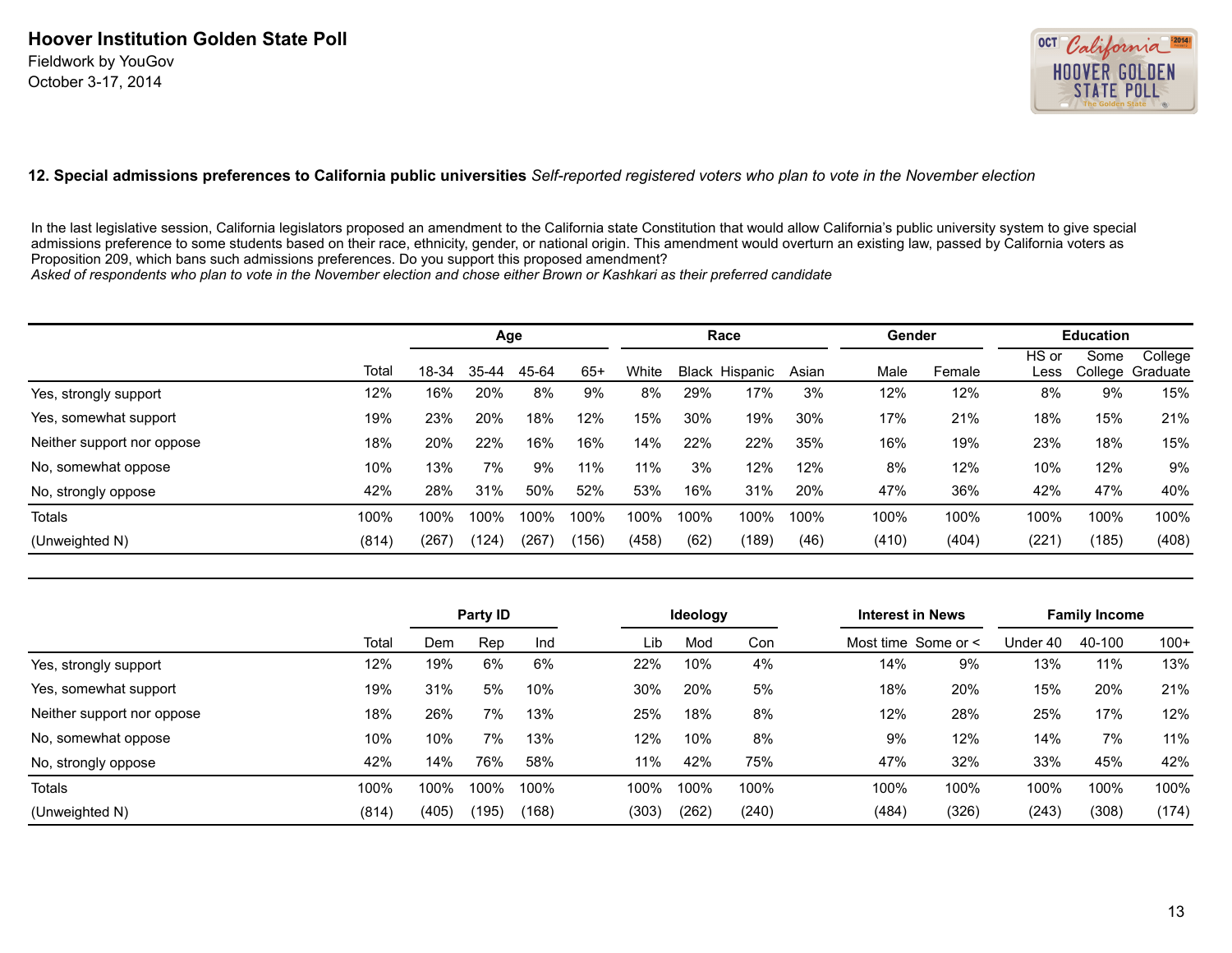## Hoover Institution Golden State Poll

Fieldwork by YouGov
October 3-17, 2014

**12. Special admissions preferences to California public universities** *Self-reported registered voters who plan to vote in the November election*

In the last legislative session, California legislators proposed an amendment to the California state Constitution that would allow California's public university system to give special admissions preference to some students based on their race, ethnicity, gender, or national origin. This amendment would overturn an existing law, passed by California voters as Proposition 209, which bans such admissions preferences. Do you support this proposed amendment?
*Asked of respondents who plan to vote in the November election and chose either Brown or Kashkari as their preferred candidate*

| | | Age | | | | Race | | | | Gender | | Education | | |
|---|---|---|---|---|---|---|---|---|---|---|---|---|---|---|
| | Total | 18-34 | 35-44 | 45-64 | 65+ | White | Black | Hispanic | Asian | Male | Female | HS or Less | Some College | College Graduate |
| Yes, strongly support | 12% | 16% | 20% | 8% | 9% | 8% | 29% | 17% | 3% | 12% | 12% | 8% | 9% | 15% |
| Yes, somewhat support | 19% | 23% | 20% | 18% | 12% | 15% | 30% | 19% | 30% | 17% | 21% | 18% | 15% | 21% |
| Neither support nor oppose | 18% | 20% | 22% | 16% | 16% | 14% | 22% | 22% | 35% | 16% | 19% | 23% | 18% | 15% |
| No, somewhat oppose | 10% | 13% | 7% | 9% | 11% | 11% | 3% | 12% | 12% | 8% | 12% | 10% | 12% | 9% |
| No, strongly oppose | 42% | 28% | 31% | 50% | 52% | 53% | 16% | 31% | 20% | 47% | 36% | 42% | 47% | 40% |
| Totals | 100% | 100% | 100% | 100% | 100% | 100% | 100% | 100% | 100% | 100% | 100% | 100% | 100% | 100% |
| (Unweighted N) | (814) | (267) | (124) | (267) | (156) | (458) | (62) | (189) | (46) | (410) | (404) | (221) | (185) | (408) |

| | | Party ID | | | Ideology | | | Interest in News | | Family Income | | |
|---|---|---|---|---|---|---|---|---|---|---|---|---|
| | Total | Dem | Rep | Ind | Lib | Mod | Con | Most time | Some or < | Under 40 | 40-100 | 100+ |
| Yes, strongly support | 12% | 19% | 6% | 6% | 22% | 10% | 4% | 14% | 9% | 13% | 11% | 13% |
| Yes, somewhat support | 19% | 31% | 5% | 10% | 30% | 20% | 5% | 18% | 20% | 15% | 20% | 21% |
| Neither support nor oppose | 18% | 26% | 7% | 13% | 25% | 18% | 8% | 12% | 28% | 25% | 17% | 12% |
| No, somewhat oppose | 10% | 10% | 7% | 13% | 12% | 10% | 8% | 9% | 12% | 14% | 7% | 11% |
| No, strongly oppose | 42% | 14% | 76% | 58% | 11% | 42% | 75% | 47% | 32% | 33% | 45% | 42% |
| Totals | 100% | 100% | 100% | 100% | 100% | 100% | 100% | 100% | 100% | 100% | 100% | 100% |
| (Unweighted N) | (814) | (405) | (195) | (168) | (303) | (262) | (240) | (484) | (326) | (243) | (308) | (174) |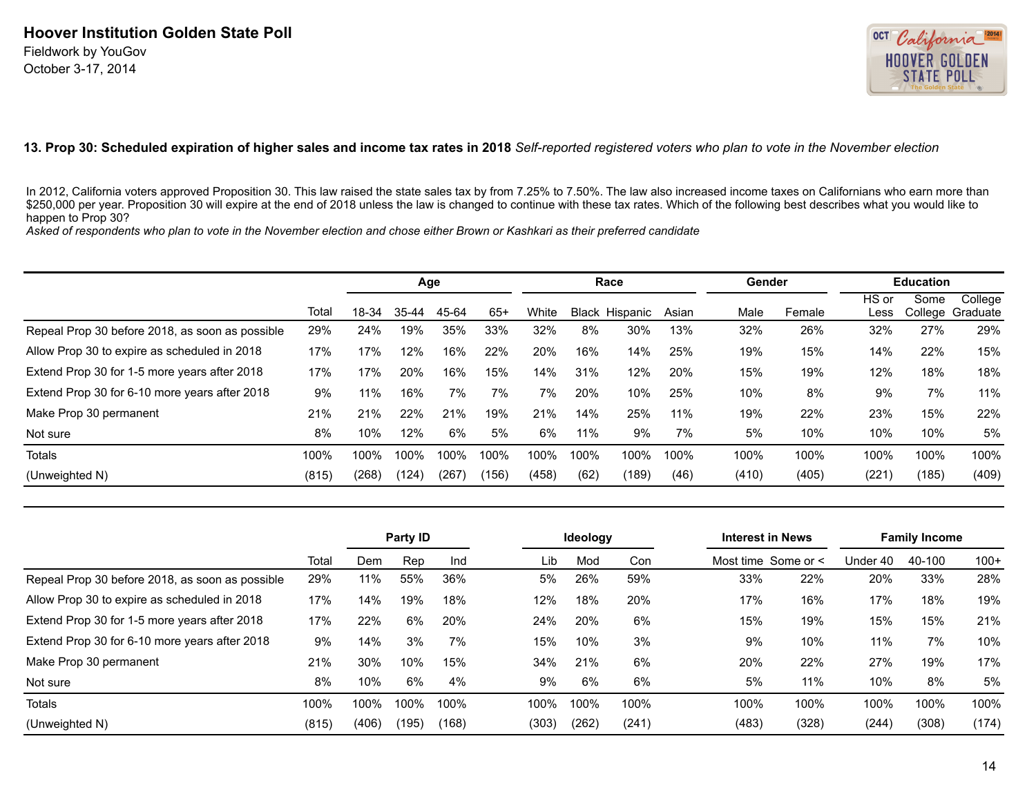# Hoover Institution Golden State Poll

Fieldwork by YouGov
October 3-17, 2014

### 13. Prop 30: Scheduled expiration of higher sales and income tax rates in 2018 *Self-reported registered voters who plan to vote in the November election*

In 2012, California voters approved Proposition 30. This law raised the state sales tax by from 7.25% to 7.50%. The law also increased income taxes on Californians who earn more than $250,000 per year. Proposition 30 will expire at the end of 2018 unless the law is changed to continue with these tax rates. Which of the following best describes what you would like to happen to Prop 30?
*Asked of respondents who plan to vote in the November election and chose either Brown or Kashkari as their preferred candidate*

| | | Age | | | | Race | | | | Gender | | Education | | |
|---|---|---|---|---|---|---|---|---|---|---|---|---|---|---|
| | Total | 18-34 | 35-44 | 45-64 | 65+ | White | Black | Hispanic | Asian | Male | Female | HS or Less | Some College | College Graduate |
| Repeal Prop 30 before 2018, as soon as possible | 29% | 24% | 19% | 35% | 33% | 32% | 8% | 30% | 13% | 32% | 26% | 32% | 27% | 29% |
| Allow Prop 30 to expire as scheduled in 2018 | 17% | 17% | 12% | 16% | 22% | 20% | 16% | 14% | 25% | 19% | 15% | 14% | 22% | 15% |
| Extend Prop 30 for 1-5 more years after 2018 | 17% | 17% | 20% | 16% | 15% | 14% | 31% | 12% | 20% | 15% | 19% | 12% | 18% | 18% |
| Extend Prop 30 for 6-10 more years after 2018 | 9% | 11% | 16% | 7% | 7% | 7% | 20% | 10% | 25% | 10% | 8% | 9% | 7% | 11% |
| Make Prop 30 permanent | 21% | 21% | 22% | 21% | 19% | 21% | 14% | 25% | 11% | 19% | 22% | 23% | 15% | 22% |
| Not sure | 8% | 10% | 12% | 6% | 5% | 6% | 11% | 9% | 7% | 5% | 10% | 10% | 10% | 5% |
| Totals | 100% | 100% | 100% | 100% | 100% | 100% | 100% | 100% | 100% | 100% | 100% | 100% | 100% | 100% |
| (Unweighted N) | (815) | (268) | (124) | (267) | (156) | (458) | (62) | (189) | (46) | (410) | (405) | (221) | (185) | (409) |

| | | Party ID | | | Ideology | | | Interest in News | | Family Income | | |
|---|---|---|---|---|---|---|---|---|---|---|---|---|
| | Total | Dem | Rep | Ind | Lib | Mod | Con | Most time | Some or < | Under 40 | 40-100 | 100+ |
| Repeal Prop 30 before 2018, as soon as possible | 29% | 11% | 55% | 36% | 5% | 26% | 59% | 33% | 22% | 20% | 33% | 28% |
| Allow Prop 30 to expire as scheduled in 2018 | 17% | 14% | 19% | 18% | 12% | 18% | 20% | 17% | 16% | 17% | 18% | 19% |
| Extend Prop 30 for 1-5 more years after 2018 | 17% | 22% | 6% | 20% | 24% | 20% | 6% | 15% | 19% | 15% | 15% | 21% |
| Extend Prop 30 for 6-10 more years after 2018 | 9% | 14% | 3% | 7% | 15% | 10% | 3% | 9% | 10% | 11% | 7% | 10% |
| Make Prop 30 permanent | 21% | 30% | 10% | 15% | 34% | 21% | 6% | 20% | 22% | 27% | 19% | 17% |
| Not sure | 8% | 10% | 6% | 4% | 9% | 6% | 6% | 5% | 11% | 10% | 8% | 5% |
| Totals | 100% | 100% | 100% | 100% | 100% | 100% | 100% | 100% | 100% | 100% | 100% | 100% |
| (Unweighted N) | (815) | (406) | (195) | (168) | (303) | (262) | (241) | (483) | (328) | (244) | (308) | (174) |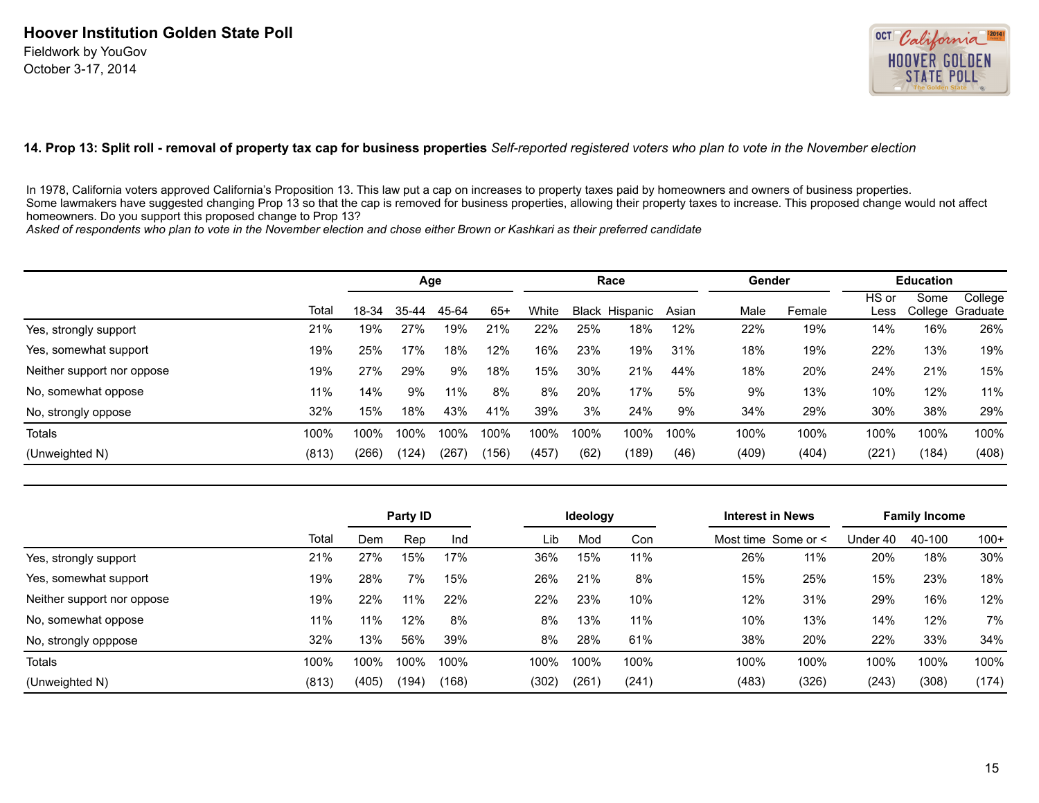# Hoover Institution Golden State Poll

Fieldwork by YouGov
October 3-17, 2014

## 14. Prop 13: Split roll - removal of property tax cap for business properties *Self-reported registered voters who plan to vote in the November election*

In 1978, California voters approved California's Proposition 13. This law put a cap on increases to property taxes paid by homeowners and owners of business properties.
Some lawmakers have suggested changing Prop 13 so that the cap is removed for business properties, allowing their property taxes to increase. This proposed change would not affect homeowners. Do you support this proposed change to Prop 13?
*Asked of respondents who plan to vote in the November election and chose either Brown or Kashkari as their preferred candidate*

| | | Age | | | | Race | | | | Gender | | Education | | |
|---|---|---|---|---|---|---|---|---|---|---|---|---|---|---|
| | Total | 18-34 | 35-44 | 45-64 | 65+ | White | Black | Hispanic | Asian | Male | Female | HS or Less | Some College | College Graduate |
| Yes, strongly support | 21% | 19% | 27% | 19% | 21% | 22% | 25% | 18% | 12% | 22% | 19% | 14% | 16% | 26% |
| Yes, somewhat support | 19% | 25% | 17% | 18% | 12% | 16% | 23% | 19% | 31% | 18% | 19% | 22% | 13% | 19% |
| Neither support nor oppose | 19% | 27% | 29% | 9% | 18% | 15% | 30% | 21% | 44% | 18% | 20% | 24% | 21% | 15% |
| No, somewhat oppose | 11% | 14% | 9% | 11% | 8% | 8% | 20% | 17% | 5% | 9% | 13% | 10% | 12% | 11% |
| No, strongly oppose | 32% | 15% | 18% | 43% | 41% | 39% | 3% | 24% | 9% | 34% | 29% | 30% | 38% | 29% |
| Totals | 100% | 100% | 100% | 100% | 100% | 100% | 100% | 100% | 100% | 100% | 100% | 100% | 100% | 100% |
| (Unweighted N) | (813) | (266) | (124) | (267) | (156) | (457) | (62) | (189) | (46) | (409) | (404) | (221) | (184) | (408) |

| | | Party ID | | | Ideology | | | Interest in News | | Family Income | | |
|---|---|---|---|---|---|---|---|---|---|---|---|---|
| | Total | Dem | Rep | Ind | Lib | Mod | Con | Most time | Some or < | Under 40 | 40-100 | 100+ |
| Yes, strongly support | 21% | 27% | 15% | 17% | 36% | 15% | 11% | 26% | 11% | 20% | 18% | 30% |
| Yes, somewhat support | 19% | 28% | 7% | 15% | 26% | 21% | 8% | 15% | 25% | 15% | 23% | 18% |
| Neither support nor oppose | 19% | 22% | 11% | 22% | 22% | 23% | 10% | 12% | 31% | 29% | 16% | 12% |
| No, somewhat oppose | 11% | 11% | 12% | 8% | 8% | 13% | 11% | 10% | 13% | 14% | 12% | 7% |
| No, strongly opppose | 32% | 13% | 56% | 39% | 8% | 28% | 61% | 38% | 20% | 22% | 33% | 34% |
| Totals | 100% | 100% | 100% | 100% | 100% | 100% | 100% | 100% | 100% | 100% | 100% | 100% |
| (Unweighted N) | (813) | (405) | (194) | (168) | (302) | (261) | (241) | (483) | (326) | (243) | (308) | (174) |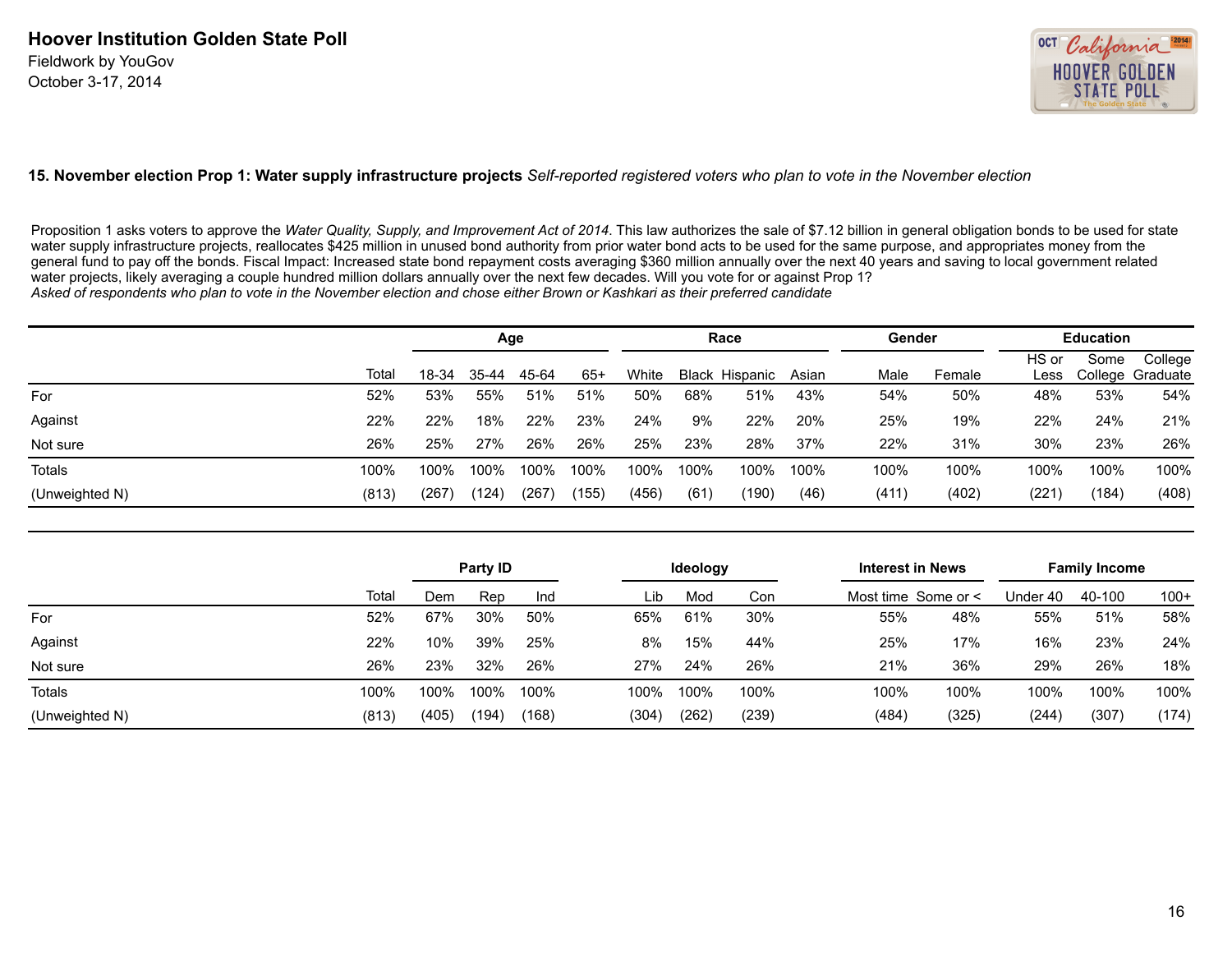**Hoover Institution Golden State Poll**
Fieldwork by YouGov
October 3-17, 2014

### 15. November election Prop 1: Water supply infrastructure projects *Self-reported registered voters who plan to vote in the November election*

Proposition 1 asks voters to approve the *Water Quality, Supply, and Improvement Act of 2014*. This law authorizes the sale of $7.12 billion in general obligation bonds to be used for state water supply infrastructure projects, reallocates $425 million in unused bond authority from prior water bond acts to be used for the same purpose, and appropriates money from the general fund to pay off the bonds. Fiscal Impact: Increased state bond repayment costs averaging $360 million annually over the next 40 years and saving to local government related water projects, likely averaging a couple hundred million dollars annually over the next few decades. Will you vote for or against Prop 1?
*Asked of respondents who plan to vote in the November election and chose either Brown or Kashkari as their preferred candidate*

| | | Age | | | | Race | | | | Gender | | Education | | |
|---|---|---|---|---|---|---|---|---|---|---|---|---|---|---|
| | Total | 18-34 | 35-44 | 45-64 | 65+ | White | Black | Hispanic | Asian | Male | Female | HS or Less | Some College | College Graduate |
| For | 52% | 53% | 55% | 51% | 51% | 50% | 68% | 51% | 43% | 54% | 50% | 48% | 53% | 54% |
| Against | 22% | 22% | 18% | 22% | 23% | 24% | 9% | 22% | 20% | 25% | 19% | 22% | 24% | 21% |
| Not sure | 26% | 25% | 27% | 26% | 26% | 25% | 23% | 28% | 37% | 22% | 31% | 30% | 23% | 26% |
| Totals | 100% | 100% | 100% | 100% | 100% | 100% | 100% | 100% | 100% | 100% | 100% | 100% | 100% | 100% |
| (Unweighted N) | (813) | (267) | (124) | (267) | (155) | (456) | (61) | (190) | (46) | (411) | (402) | (221) | (184) | (408) |

| | | Party ID | | | Ideology | | | Interest in News | | Family Income | | |
|---|---|---|---|---|---|---|---|---|---|---|---|---|
| | Total | Dem | Rep | Ind | Lib | Mod | Con | Most time | Some or < | Under 40 | 40-100 | 100+ |
| For | 52% | 67% | 30% | 50% | 65% | 61% | 30% | 55% | 48% | 55% | 51% | 58% |
| Against | 22% | 10% | 39% | 25% | 8% | 15% | 44% | 25% | 17% | 16% | 23% | 24% |
| Not sure | 26% | 23% | 32% | 26% | 27% | 24% | 26% | 21% | 36% | 29% | 26% | 18% |
| Totals | 100% | 100% | 100% | 100% | 100% | 100% | 100% | 100% | 100% | 100% | 100% | 100% |
| (Unweighted N) | (813) | (405) | (194) | (168) | (304) | (262) | (239) | (484) | (325) | (244) | (307) | (174) |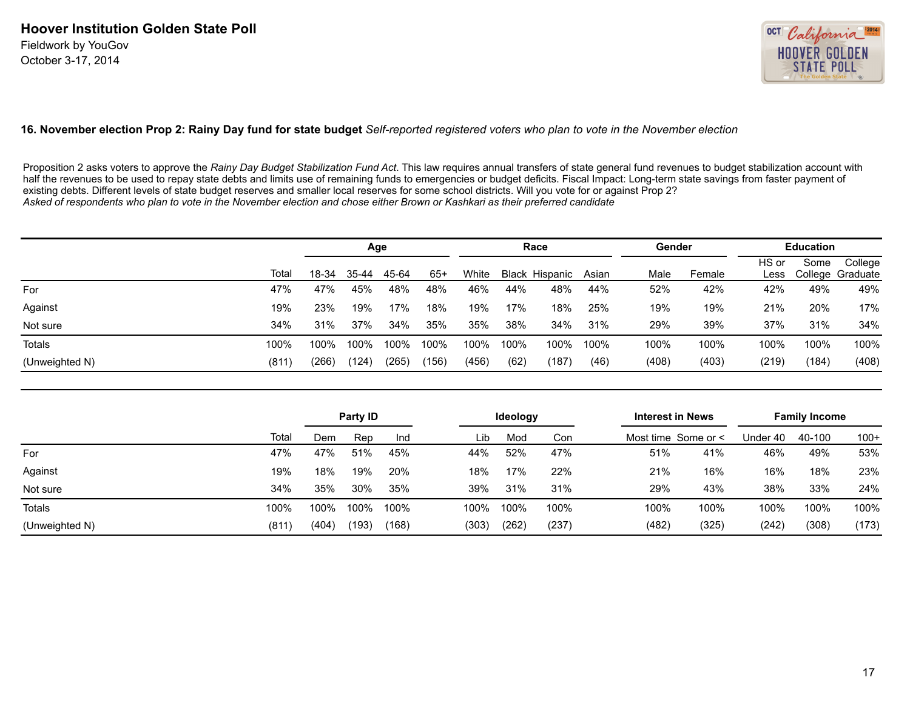# Hoover Institution Golden State Poll

Fieldwork by YouGov
October 3-17, 2014

### 16. November election Prop 2: Rainy Day fund for state budget *Self-reported registered voters who plan to vote in the November election*

Proposition 2 asks voters to approve the *Rainy Day Budget Stabilization Fund Act*. This law requires annual transfers of state general fund revenues to budget stabilization account with half the revenues to be used to repay state debts and limits use of remaining funds to emergencies or budget deficits. Fiscal Impact: Long-term state savings from faster payment of existing debts. Different levels of state budget reserves and smaller local reserves for some school districts. Will you vote for or against Prop 2?
*Asked of respondents who plan to vote in the November election and chose either Brown or Kashkari as their preferred candidate*

| | | Age | | | | Race | | | | Gender | | Education | | |
|---|---|---|---|---|---|---|---|---|---|---|---|---|---|---|
| | Total | 18-34 | 35-44 | 45-64 | 65+ | White | Black | Hispanic | Asian | Male | Female | HS or Less | Some College | College Graduate |
| For | 47% | 47% | 45% | 48% | 48% | 46% | 44% | 48% | 44% | 52% | 42% | 42% | 49% | 49% |
| Against | 19% | 23% | 19% | 17% | 18% | 19% | 17% | 18% | 25% | 19% | 19% | 21% | 20% | 17% |
| Not sure | 34% | 31% | 37% | 34% | 35% | 35% | 38% | 34% | 31% | 29% | 39% | 37% | 31% | 34% |
| Totals | 100% | 100% | 100% | 100% | 100% | 100% | 100% | 100% | 100% | 100% | 100% | 100% | 100% | 100% |
| (Unweighted N) | (811) | (266) | (124) | (265) | (156) | (456) | (62) | (187) | (46) | (408) | (403) | (219) | (184) | (408) |

| | | Party ID | | | Ideology | | | Interest in News | | Family Income | | |
|---|---|---|---|---|---|---|---|---|---|---|---|---|
| | Total | Dem | Rep | Ind | Lib | Mod | Con | Most time | Some or < | Under 40 | 40-100 | 100+ |
| For | 47% | 47% | 51% | 45% | 44% | 52% | 47% | 51% | 41% | 46% | 49% | 53% |
| Against | 19% | 18% | 19% | 20% | 18% | 17% | 22% | 21% | 16% | 16% | 18% | 23% |
| Not sure | 34% | 35% | 30% | 35% | 39% | 31% | 31% | 29% | 43% | 38% | 33% | 24% |
| Totals | 100% | 100% | 100% | 100% | 100% | 100% | 100% | 100% | 100% | 100% | 100% | 100% |
| (Unweighted N) | (811) | (404) | (193) | (168) | (303) | (262) | (237) | (482) | (325) | (242) | (308) | (173) |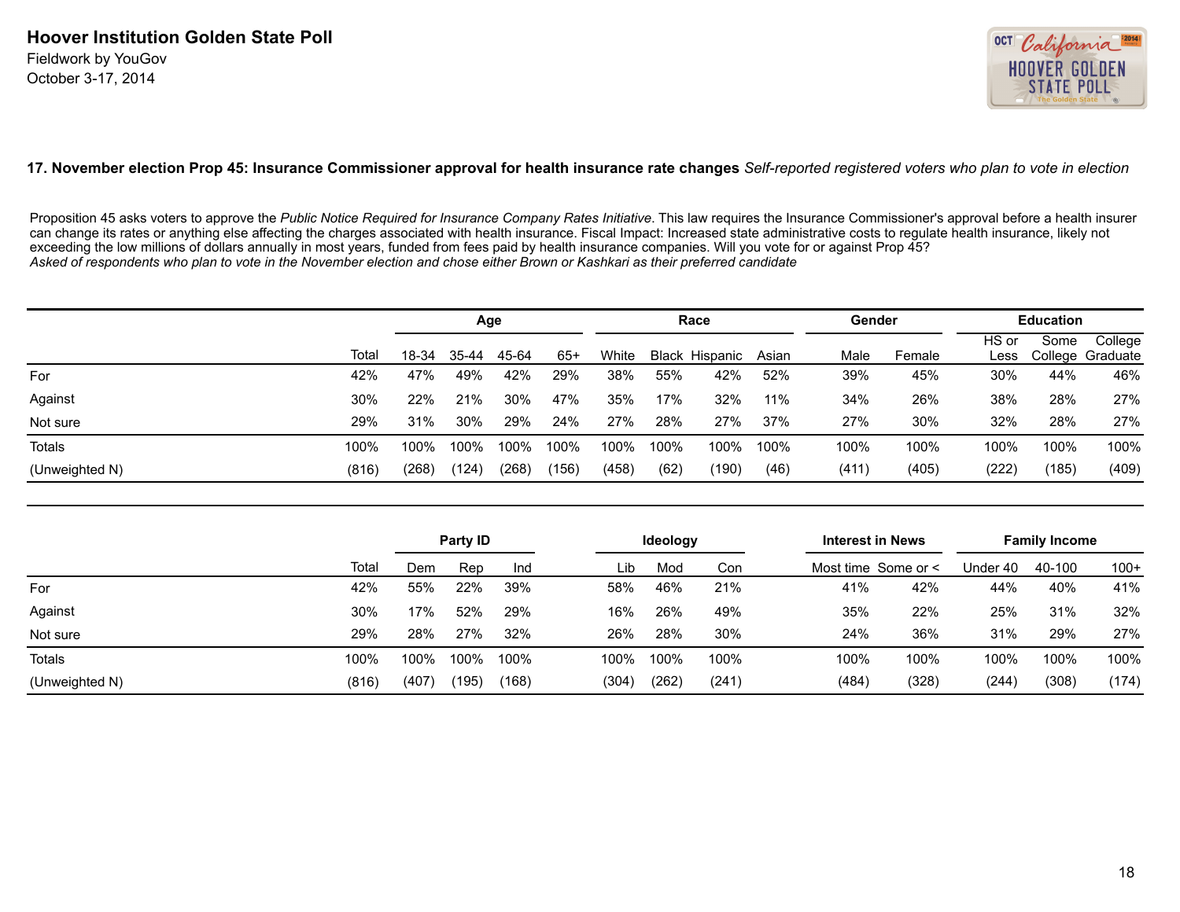# Hoover Institution Golden State Poll

Fieldwork by YouGov
October 3-17, 2014

### 17. November election Prop 45: Insurance Commissioner approval for health insurance rate changes *Self-reported registered voters who plan to vote in election*

Proposition 45 asks voters to approve the *Public Notice Required for Insurance Company Rates Initiative*. This law requires the Insurance Commissioner's approval before a health insurer can change its rates or anything else affecting the charges associated with health insurance. Fiscal Impact: Increased state administrative costs to regulate health insurance, likely not exceeding the low millions of dollars annually in most years, funded from fees paid by health insurance companies. Will you vote for or against Prop 45?
*Asked of respondents who plan to vote in the November election and chose either Brown or Kashkari as their preferred candidate*

| | | Age | | | | Race | | | | Gender | | Education | | |
|---|---|---|---|---|---|---|---|---|---|---|---|---|---|---|
| | Total | 18-34 | 35-44 | 45-64 | 65+ | White | Black | Hispanic | Asian | Male | Female | HS or Less | Some College | College Graduate |
| For | 42% | 47% | 49% | 42% | 29% | 38% | 55% | 42% | 52% | 39% | 45% | 30% | 44% | 46% |
| Against | 30% | 22% | 21% | 30% | 47% | 35% | 17% | 32% | 11% | 34% | 26% | 38% | 28% | 27% |
| Not sure | 29% | 31% | 30% | 29% | 24% | 27% | 28% | 27% | 37% | 27% | 30% | 32% | 28% | 27% |
| Totals | 100% | 100% | 100% | 100% | 100% | 100% | 100% | 100% | 100% | 100% | 100% | 100% | 100% | 100% |
| (Unweighted N) | (816) | (268) | (124) | (268) | (156) | (458) | (62) | (190) | (46) | (411) | (405) | (222) | (185) | (409) |

| | | Party ID | | | Ideology | | | Interest in News | | Family Income | | |
|---|---|---|---|---|---|---|---|---|---|---|---|---|
| | Total | Dem | Rep | Ind | Lib | Mod | Con | Most time | Some or < | Under 40 | 40-100 | 100+ |
| For | 42% | 55% | 22% | 39% | 58% | 46% | 21% | 41% | 42% | 44% | 40% | 41% |
| Against | 30% | 17% | 52% | 29% | 16% | 26% | 49% | 35% | 22% | 25% | 31% | 32% |
| Not sure | 29% | 28% | 27% | 32% | 26% | 28% | 30% | 24% | 36% | 31% | 29% | 27% |
| Totals | 100% | 100% | 100% | 100% | 100% | 100% | 100% | 100% | 100% | 100% | 100% | 100% |
| (Unweighted N) | (816) | (407) | (195) | (168) | (304) | (262) | (241) | (484) | (328) | (244) | (308) | (174) |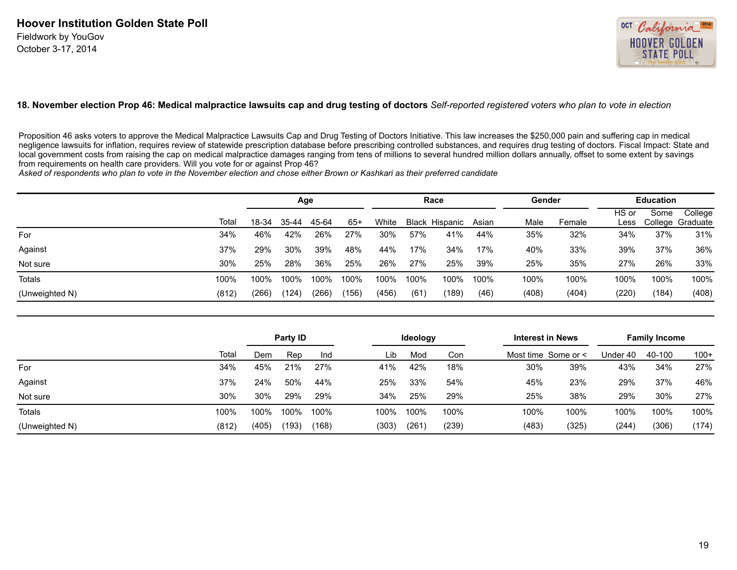**Hoover Institution Golden State Poll**
Fieldwork by YouGov
October 3-17, 2014

### 18. November election Prop 46: Medical malpractice lawsuits cap and drug testing of doctors *Self-reported registered voters who plan to vote in election*

Proposition 46 asks voters to approve the Medical Malpractice Lawsuits Cap and Drug Testing of Doctors Initiative. This law increases the $250,000 pain and suffering cap in medical negligence lawsuits for inflation, requires review of statewide prescription database before prescribing controlled substances, and requires drug testing of doctors. Fiscal Impact: State and local government costs from raising the cap on medical malpractice damages ranging from tens of millions to several hundred million dollars annually, offset to some extent by savings from requirements on health care providers. Will you vote for or against Prop 46?
*Asked of respondents who plan to vote in the November election and chose either Brown or Kashkari as their preferred candidate*

| | | Age | | | | Race | | | | Gender | | Education | | |
|---|---|---|---|---|---|---|---|---|---|---|---|---|---|---|
| | Total | 18-34 | 35-44 | 45-64 | 65+ | White | Black | Hispanic | Asian | Male | Female | HS or Less | Some College | College Graduate |
| For | 34% | 46% | 42% | 26% | 27% | 30% | 57% | 41% | 44% | 35% | 32% | 34% | 37% | 31% |
| Against | 37% | 29% | 30% | 39% | 48% | 44% | 17% | 34% | 17% | 40% | 33% | 39% | 37% | 36% |
| Not sure | 30% | 25% | 28% | 36% | 25% | 26% | 27% | 25% | 39% | 25% | 35% | 27% | 26% | 33% |
| Totals | 100% | 100% | 100% | 100% | 100% | 100% | 100% | 100% | 100% | 100% | 100% | 100% | 100% | 100% |
| (Unweighted N) | (812) | (266) | (124) | (266) | (156) | (456) | (61) | (189) | (46) | (408) | (404) | (220) | (184) | (408) |

| | | Party ID | | | Ideology | | | Interest in News | | Family Income | | |
|---|---|---|---|---|---|---|---|---|---|---|---|---|
| | Total | Dem | Rep | Ind | Lib | Mod | Con | Most time | Some or < | Under 40 | 40-100 | 100+ |
| For | 34% | 45% | 21% | 27% | 41% | 42% | 18% | 30% | 39% | 43% | 34% | 27% |
| Against | 37% | 24% | 50% | 44% | 25% | 33% | 54% | 45% | 23% | 29% | 37% | 46% |
| Not sure | 30% | 30% | 29% | 29% | 34% | 25% | 29% | 25% | 38% | 29% | 30% | 27% |
| Totals | 100% | 100% | 100% | 100% | 100% | 100% | 100% | 100% | 100% | 100% | 100% | 100% |
| (Unweighted N) | (812) | (405) | (193) | (168) | (303) | (261) | (239) | (483) | (325) | (244) | (306) | (174) |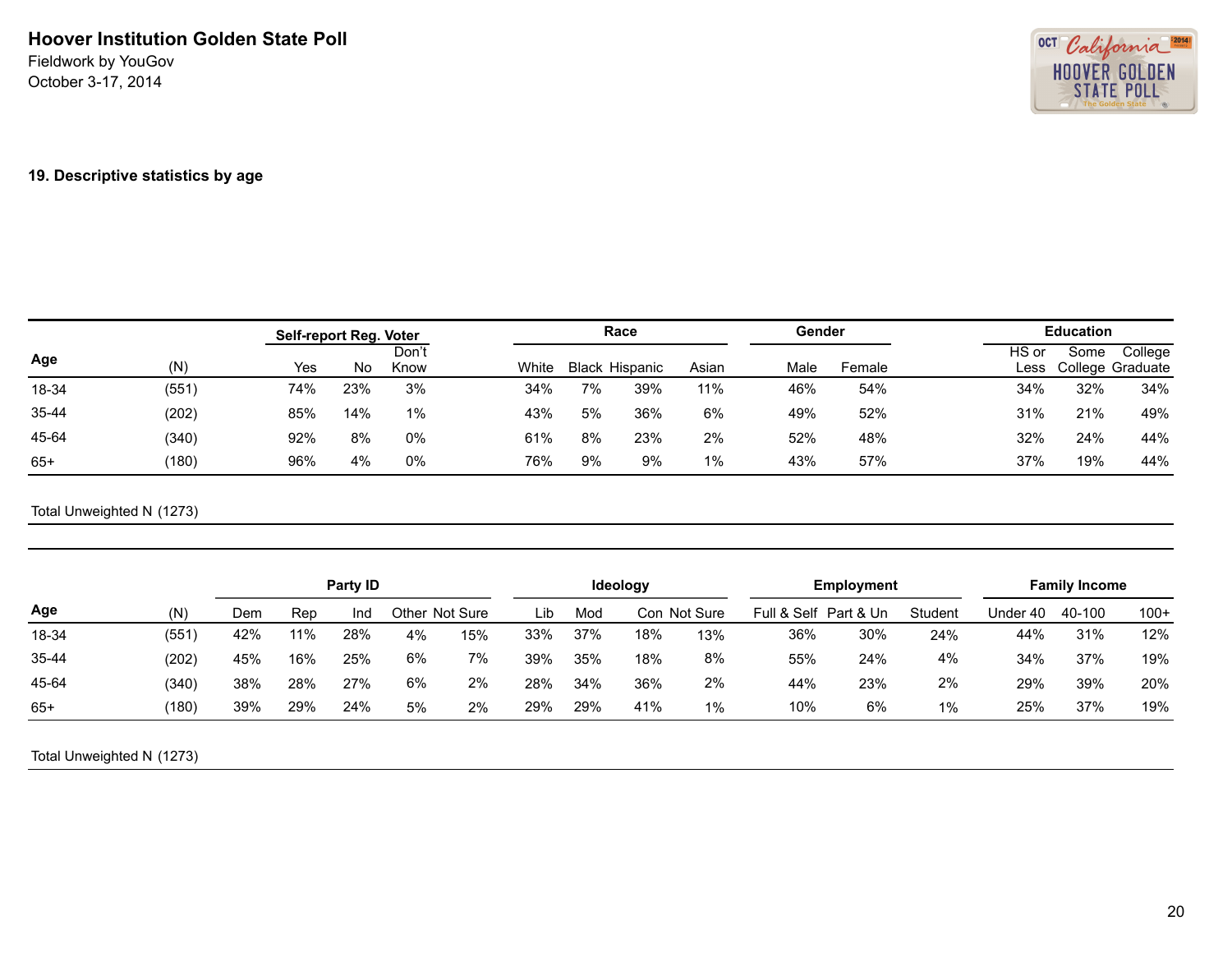**Hoover Institution Golden State Poll**
Fieldwork by YouGov
October 3-17, 2014

### 19. Descriptive statistics by age

| Age | (N) | Self-report Reg. Voter | | | Race | | | | Gender | | Education | | |
|---|---|---|---|---|---|---|---|---|---|---|---|---|---|
| | | Yes | No | Don't Know | White | Black | Hispanic | Asian | Male | Female | HS or Less | Some College | College Graduate |
| 18-34 | (551) | 74% | 23% | 3% | 34% | 7% | 39% | 11% | 46% | 54% | 34% | 32% | 34% |
| 35-44 | (202) | 85% | 14% | 1% | 43% | 5% | 36% | 6% | 49% | 52% | 31% | 21% | 49% |
| 45-64 | (340) | 92% | 8% | 0% | 61% | 8% | 23% | 2% | 52% | 48% | 32% | 24% | 44% |
| 65+ | (180) | 96% | 4% | 0% | 76% | 9% | 9% | 1% | 43% | 57% | 37% | 19% | 44% |

Total Unweighted N (1273)

| Age | (N) | Party ID | | | | | Ideology | | | | Employment | | | Family Income | | |
|---|---|---|---|---|---|---|---|---|---|---|---|---|---|---|---|---|
| | | Dem | Rep | Ind | Other | Not Sure | Lib | Mod | Con | Not Sure | Full & Self | Part & Un | Student | Under 40 | 40-100 | 100+ |
| 18-34 | (551) | 42% | 11% | 28% | 4% | 15% | 33% | 37% | 18% | 13% | 36% | 30% | 24% | 44% | 31% | 12% |
| 35-44 | (202) | 45% | 16% | 25% | 6% | 7% | 39% | 35% | 18% | 8% | 55% | 24% | 4% | 34% | 37% | 19% |
| 45-64 | (340) | 38% | 28% | 27% | 6% | 2% | 28% | 34% | 36% | 2% | 44% | 23% | 2% | 29% | 39% | 20% |
| 65+ | (180) | 39% | 29% | 24% | 5% | 2% | 29% | 29% | 41% | 1% | 10% | 6% | 1% | 25% | 37% | 19% |

Total Unweighted N (1273)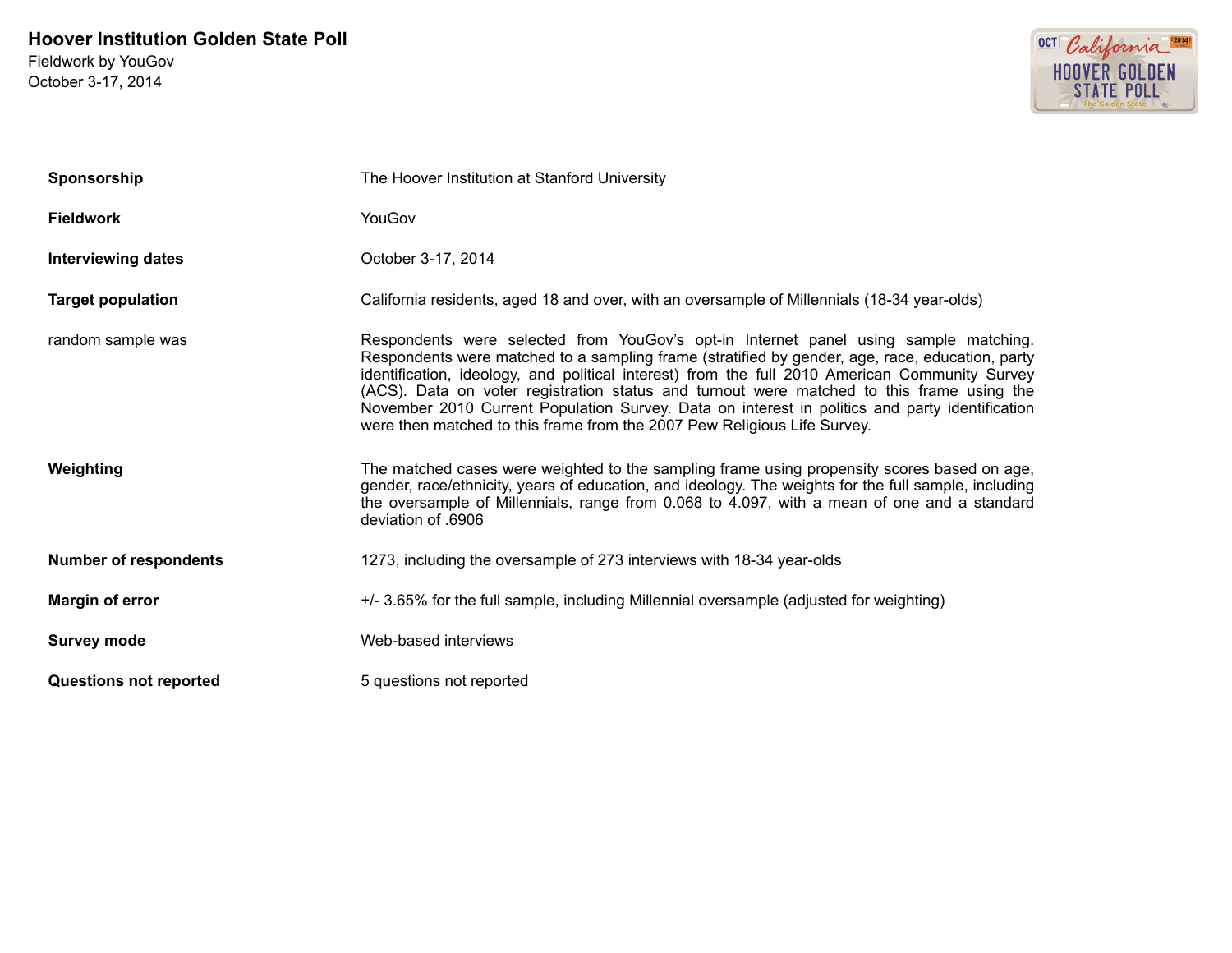**Hoover Institution Golden State Poll**

Fieldwork by YouGov

October 3-17, 2014

| | |
|---|---|
| **Sponsorship** | The Hoover Institution at Stanford University |
| **Fieldwork** | YouGov |
| **Interviewing dates** | October 3-17, 2014 |
| **Target population** | California residents, aged 18 and over, with an oversample of Millennials (18-34 year-olds) |
| random sample was | Respondents were selected from YouGov's opt-in Internet panel using sample matching. Respondents were matched to a sampling frame (stratified by gender, age, race, education, party identification, ideology, and political interest) from the full 2010 American Community Survey (ACS). Data on voter registration status and turnout were matched to this frame using the November 2010 Current Population Survey. Data on interest in politics and party identification were then matched to this frame from the 2007 Pew Religious Life Survey. |
| **Weighting** | The matched cases were weighted to the sampling frame using propensity scores based on age, gender, race/ethnicity, years of education, and ideology. The weights for the full sample, including the oversample of Millennials, range from 0.068 to 4.097, with a mean of one and a standard deviation of .6906 |
| **Number of respondents** | 1273, including the oversample of 273 interviews with 18-34 year-olds |
| **Margin of error** | +/- 3.65% for the full sample, including Millennial oversample (adjusted for weighting) |
| **Survey mode** | Web-based interviews |
| **Questions not reported** | 5 questions not reported |